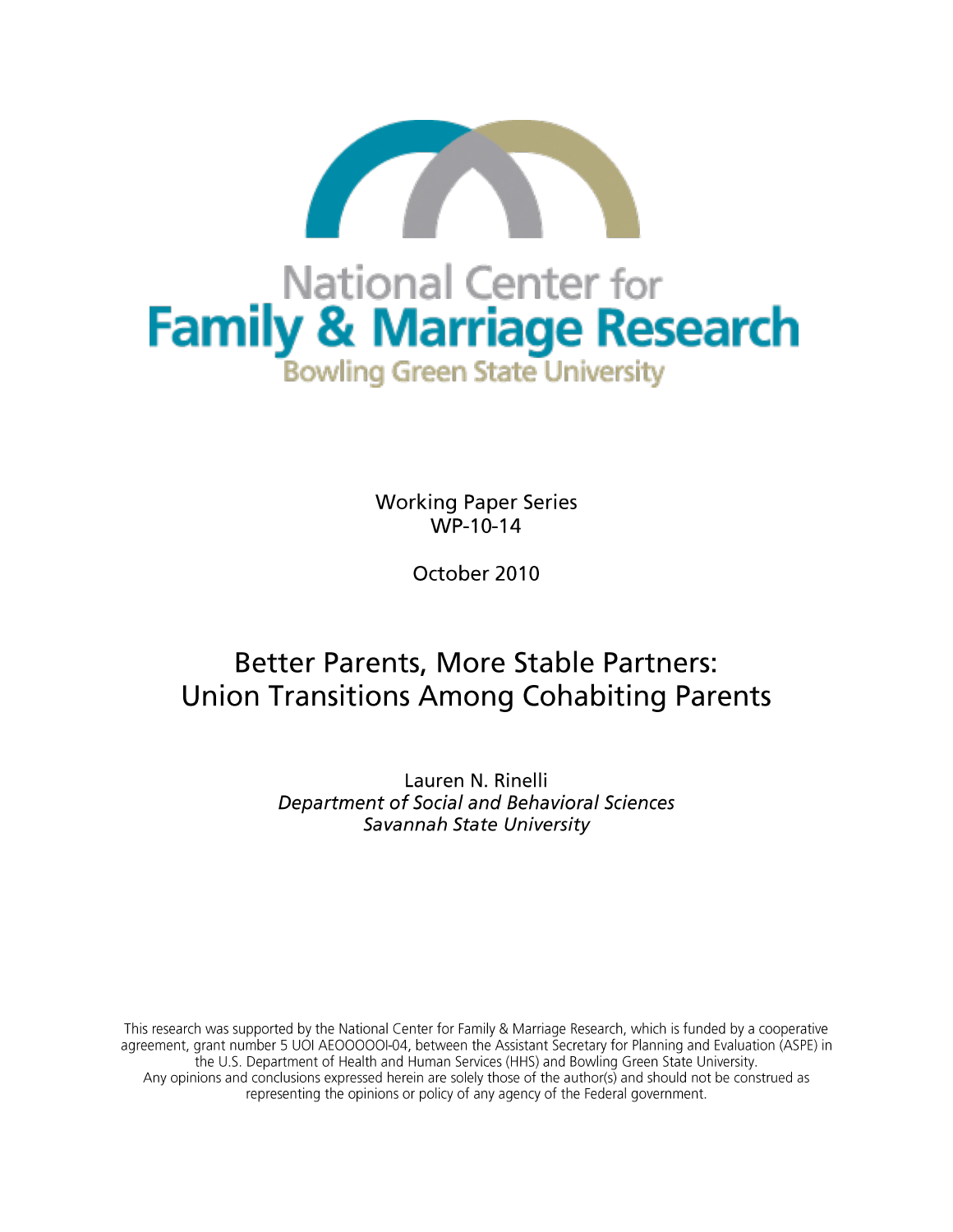National Center for

**Family & Marriage Research**

Bowling Green State University

Working Paper Series
WP-10-14

October 2010

# Better Parents, More Stable Partners: Union Transitions Among Cohabiting Parents

Lauren N. Rinelli
*Department of Social and Behavioral Sciences*
*Savannah State University*

This research was supported by the National Center for Family & Marriage Research, which is funded by a cooperative agreement, grant number 5 UOI AEOOOOOI-04, between the Assistant Secretary for Planning and Evaluation (ASPE) in the U.S. Department of Health and Human Services (HHS) and Bowling Green State University.
Any opinions and conclusions expressed herein are solely those of the author(s) and should not be construed as representing the opinions or policy of any agency of the Federal government.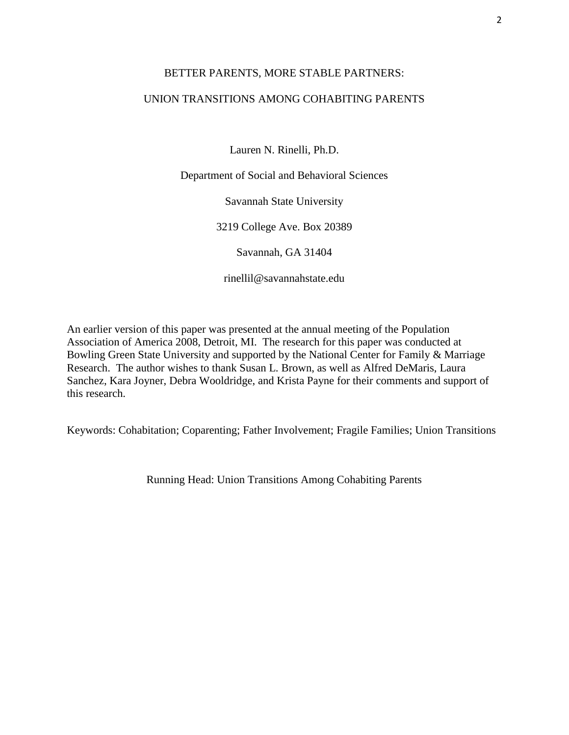# BETTER PARENTS, MORE STABLE PARTNERS:

# UNION TRANSITIONS AMONG COHABITING PARENTS

Lauren N. Rinelli, Ph.D.

Department of Social and Behavioral Sciences

Savannah State University

3219 College Ave. Box 20389

Savannah, GA 31404

rinellil@savannahstate.edu

An earlier version of this paper was presented at the annual meeting of the Population Association of America 2008, Detroit, MI. The research for this paper was conducted at Bowling Green State University and supported by the National Center for Family & Marriage Research. The author wishes to thank Susan L. Brown, as well as Alfred DeMaris, Laura Sanchez, Kara Joyner, Debra Wooldridge, and Krista Payne for their comments and support of this research.

Keywords: Cohabitation; Coparenting; Father Involvement; Fragile Families; Union Transitions

Running Head: Union Transitions Among Cohabiting Parents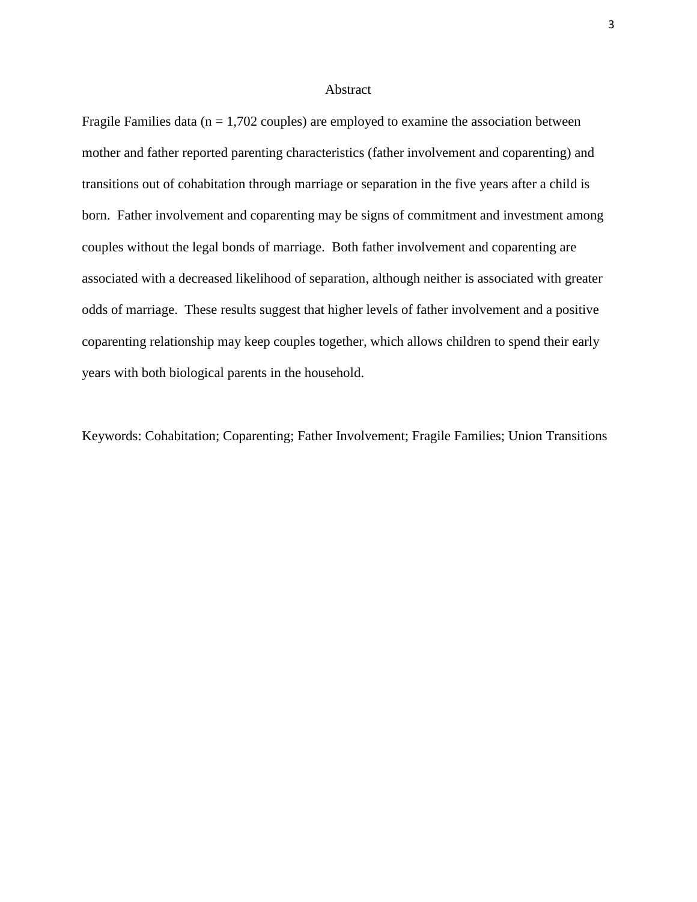# Abstract

Fragile Families data (n = 1,702 couples) are employed to examine the association between mother and father reported parenting characteristics (father involvement and coparenting) and transitions out of cohabitation through marriage or separation in the five years after a child is born. Father involvement and coparenting may be signs of commitment and investment among couples without the legal bonds of marriage. Both father involvement and coparenting are associated with a decreased likelihood of separation, although neither is associated with greater odds of marriage. These results suggest that higher levels of father involvement and a positive coparenting relationship may keep couples together, which allows children to spend their early years with both biological parents in the household.

Keywords: Cohabitation; Coparenting; Father Involvement; Fragile Families; Union Transitions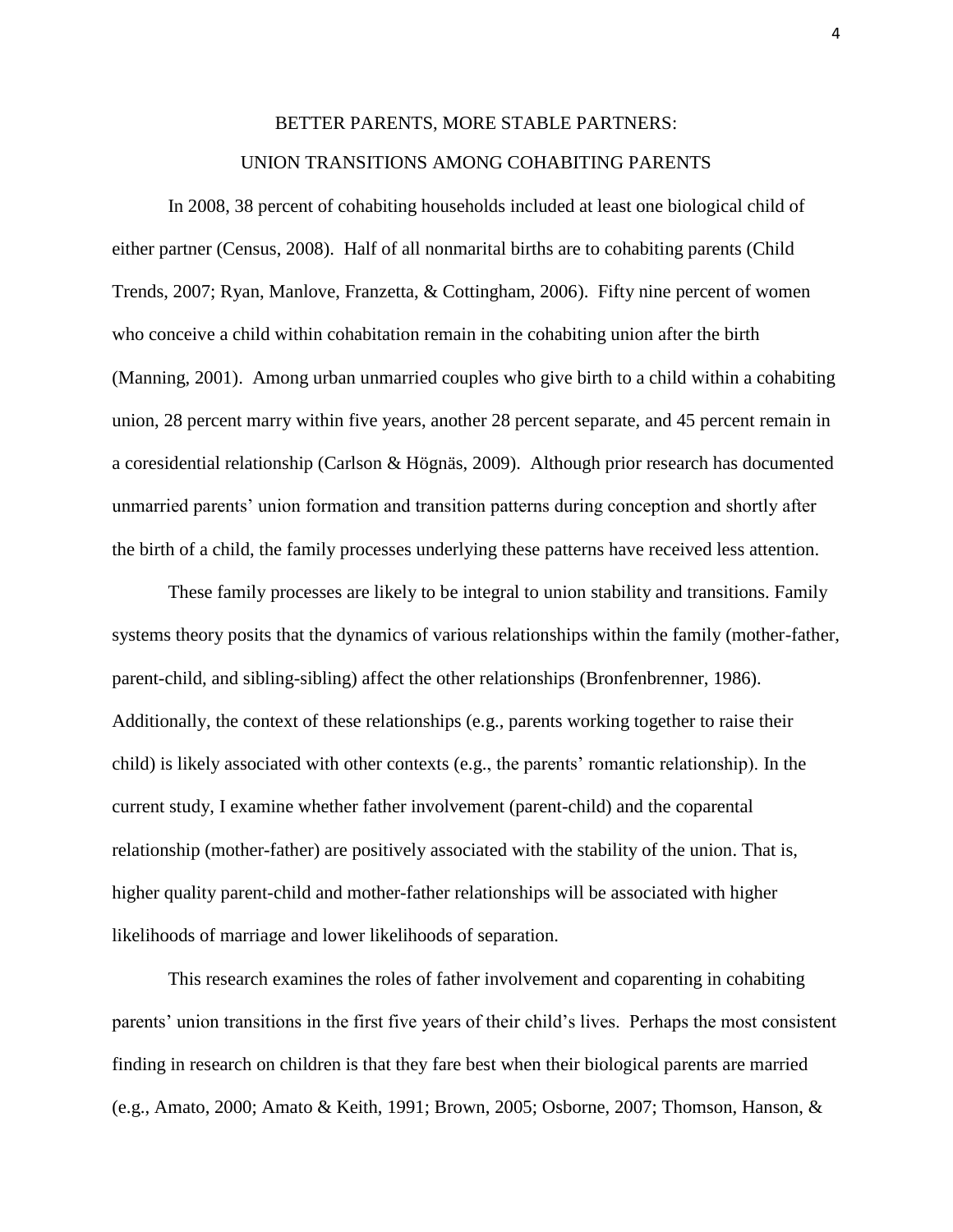# BETTER PARENTS, MORE STABLE PARTNERS:

# UNION TRANSITIONS AMONG COHABITING PARENTS

In 2008, 38 percent of cohabiting households included at least one biological child of either partner (Census, 2008). Half of all nonmarital births are to cohabiting parents (Child Trends, 2007; Ryan, Manlove, Franzetta, & Cottingham, 2006). Fifty nine percent of women who conceive a child within cohabitation remain in the cohabiting union after the birth (Manning, 2001). Among urban unmarried couples who give birth to a child within a cohabiting union, 28 percent marry within five years, another 28 percent separate, and 45 percent remain in a coresidential relationship (Carlson & Högnäs, 2009). Although prior research has documented unmarried parents' union formation and transition patterns during conception and shortly after the birth of a child, the family processes underlying these patterns have received less attention.

These family processes are likely to be integral to union stability and transitions. Family systems theory posits that the dynamics of various relationships within the family (mother-father, parent-child, and sibling-sibling) affect the other relationships (Bronfenbrenner, 1986). Additionally, the context of these relationships (e.g., parents working together to raise their child) is likely associated with other contexts (e.g., the parents' romantic relationship). In the current study, I examine whether father involvement (parent-child) and the coparental relationship (mother-father) are positively associated with the stability of the union. That is, higher quality parent-child and mother-father relationships will be associated with higher likelihoods of marriage and lower likelihoods of separation.

This research examines the roles of father involvement and coparenting in cohabiting parents' union transitions in the first five years of their child's lives. Perhaps the most consistent finding in research on children is that they fare best when their biological parents are married (e.g., Amato, 2000; Amato & Keith, 1991; Brown, 2005; Osborne, 2007; Thomson, Hanson, &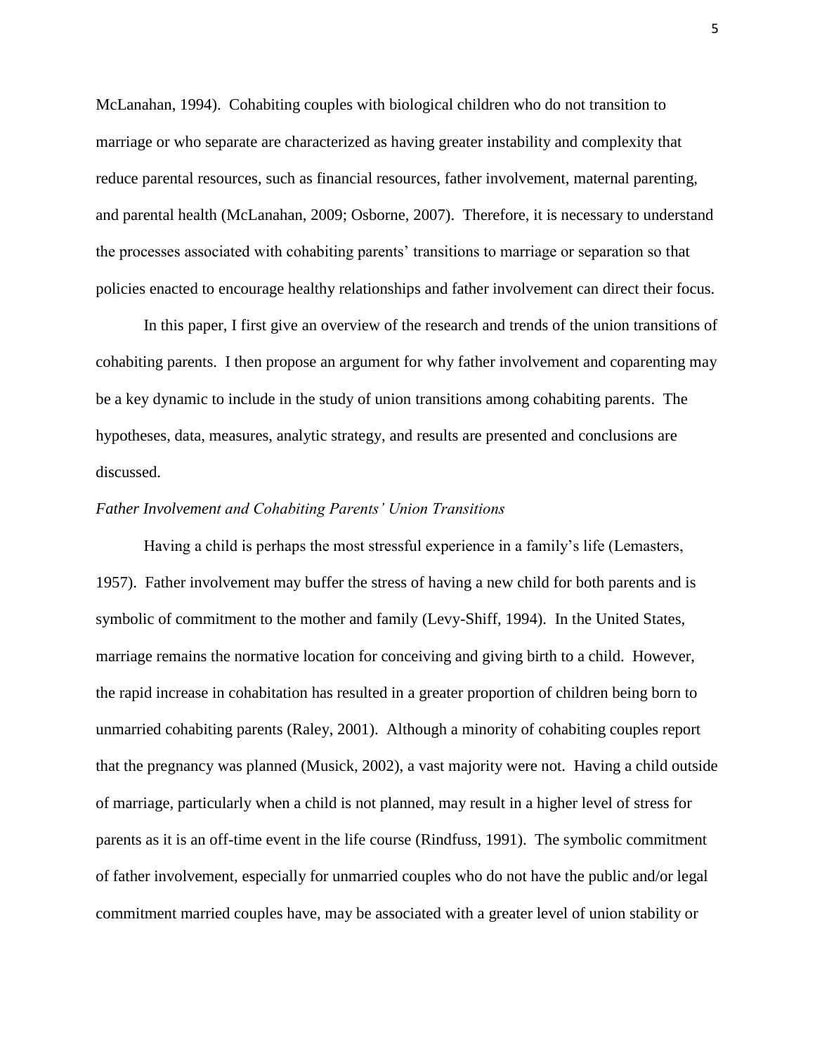McLanahan, 1994). Cohabiting couples with biological children who do not transition to marriage or who separate are characterized as having greater instability and complexity that reduce parental resources, such as financial resources, father involvement, maternal parenting, and parental health (McLanahan, 2009; Osborne, 2007). Therefore, it is necessary to understand the processes associated with cohabiting parents' transitions to marriage or separation so that policies enacted to encourage healthy relationships and father involvement can direct their focus.

In this paper, I first give an overview of the research and trends of the union transitions of cohabiting parents. I then propose an argument for why father involvement and coparenting may be a key dynamic to include in the study of union transitions among cohabiting parents. The hypotheses, data, measures, analytic strategy, and results are presented and conclusions are discussed.

*Father Involvement and Cohabiting Parents' Union Transitions*

Having a child is perhaps the most stressful experience in a family's life (Lemasters, 1957). Father involvement may buffer the stress of having a new child for both parents and is symbolic of commitment to the mother and family (Levy-Shiff, 1994). In the United States, marriage remains the normative location for conceiving and giving birth to a child. However, the rapid increase in cohabitation has resulted in a greater proportion of children being born to unmarried cohabiting parents (Raley, 2001). Although a minority of cohabiting couples report that the pregnancy was planned (Musick, 2002), a vast majority were not. Having a child outside of marriage, particularly when a child is not planned, may result in a higher level of stress for parents as it is an off-time event in the life course (Rindfuss, 1991). The symbolic commitment of father involvement, especially for unmarried couples who do not have the public and/or legal commitment married couples have, may be associated with a greater level of union stability or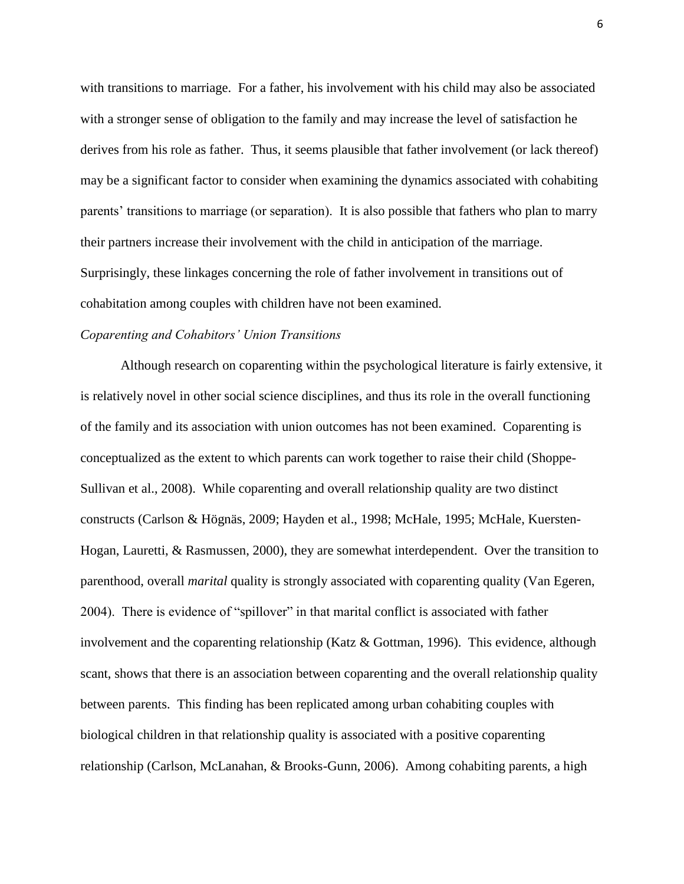with transitions to marriage. For a father, his involvement with his child may also be associated with a stronger sense of obligation to the family and may increase the level of satisfaction he derives from his role as father. Thus, it seems plausible that father involvement (or lack thereof) may be a significant factor to consider when examining the dynamics associated with cohabiting parents' transitions to marriage (or separation). It is also possible that fathers who plan to marry their partners increase their involvement with the child in anticipation of the marriage. Surprisingly, these linkages concerning the role of father involvement in transitions out of cohabitation among couples with children have not been examined.

### *Coparenting and Cohabitors' Union Transitions*

Although research on coparenting within the psychological literature is fairly extensive, it is relatively novel in other social science disciplines, and thus its role in the overall functioning of the family and its association with union outcomes has not been examined. Coparenting is conceptualized as the extent to which parents can work together to raise their child (Shoppe-Sullivan et al., 2008). While coparenting and overall relationship quality are two distinct constructs (Carlson & Högnäs, 2009; Hayden et al., 1998; McHale, 1995; McHale, Kuersten-Hogan, Lauretti, & Rasmussen, 2000), they are somewhat interdependent. Over the transition to parenthood, overall *marital* quality is strongly associated with coparenting quality (Van Egeren, 2004). There is evidence of "spillover" in that marital conflict is associated with father involvement and the coparenting relationship (Katz & Gottman, 1996). This evidence, although scant, shows that there is an association between coparenting and the overall relationship quality between parents. This finding has been replicated among urban cohabiting couples with biological children in that relationship quality is associated with a positive coparenting relationship (Carlson, McLanahan, & Brooks-Gunn, 2006). Among cohabiting parents, a high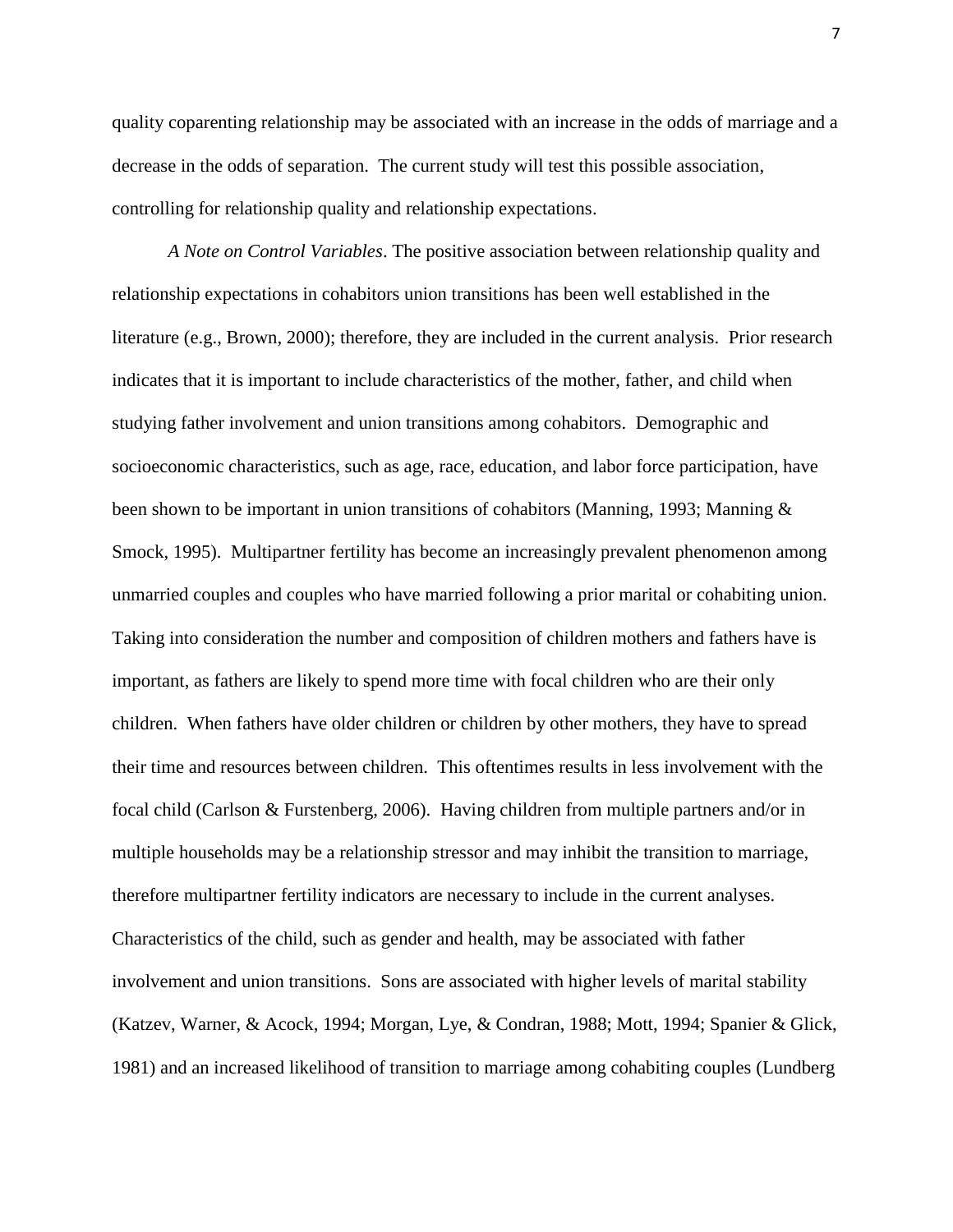quality coparenting relationship may be associated with an increase in the odds of marriage and a decrease in the odds of separation. The current study will test this possible association, controlling for relationship quality and relationship expectations.

*A Note on Control Variables*. The positive association between relationship quality and relationship expectations in cohabitors union transitions has been well established in the literature (e.g., Brown, 2000); therefore, they are included in the current analysis. Prior research indicates that it is important to include characteristics of the mother, father, and child when studying father involvement and union transitions among cohabitors. Demographic and socioeconomic characteristics, such as age, race, education, and labor force participation, have been shown to be important in union transitions of cohabitors (Manning, 1993; Manning & Smock, 1995). Multipartner fertility has become an increasingly prevalent phenomenon among unmarried couples and couples who have married following a prior marital or cohabiting union. Taking into consideration the number and composition of children mothers and fathers have is important, as fathers are likely to spend more time with focal children who are their only children. When fathers have older children or children by other mothers, they have to spread their time and resources between children. This oftentimes results in less involvement with the focal child (Carlson & Furstenberg, 2006). Having children from multiple partners and/or in multiple households may be a relationship stressor and may inhibit the transition to marriage, therefore multipartner fertility indicators are necessary to include in the current analyses. Characteristics of the child, such as gender and health, may be associated with father involvement and union transitions. Sons are associated with higher levels of marital stability (Katzev, Warner, & Acock, 1994; Morgan, Lye, & Condran, 1988; Mott, 1994; Spanier & Glick, 1981) and an increased likelihood of transition to marriage among cohabiting couples (Lundberg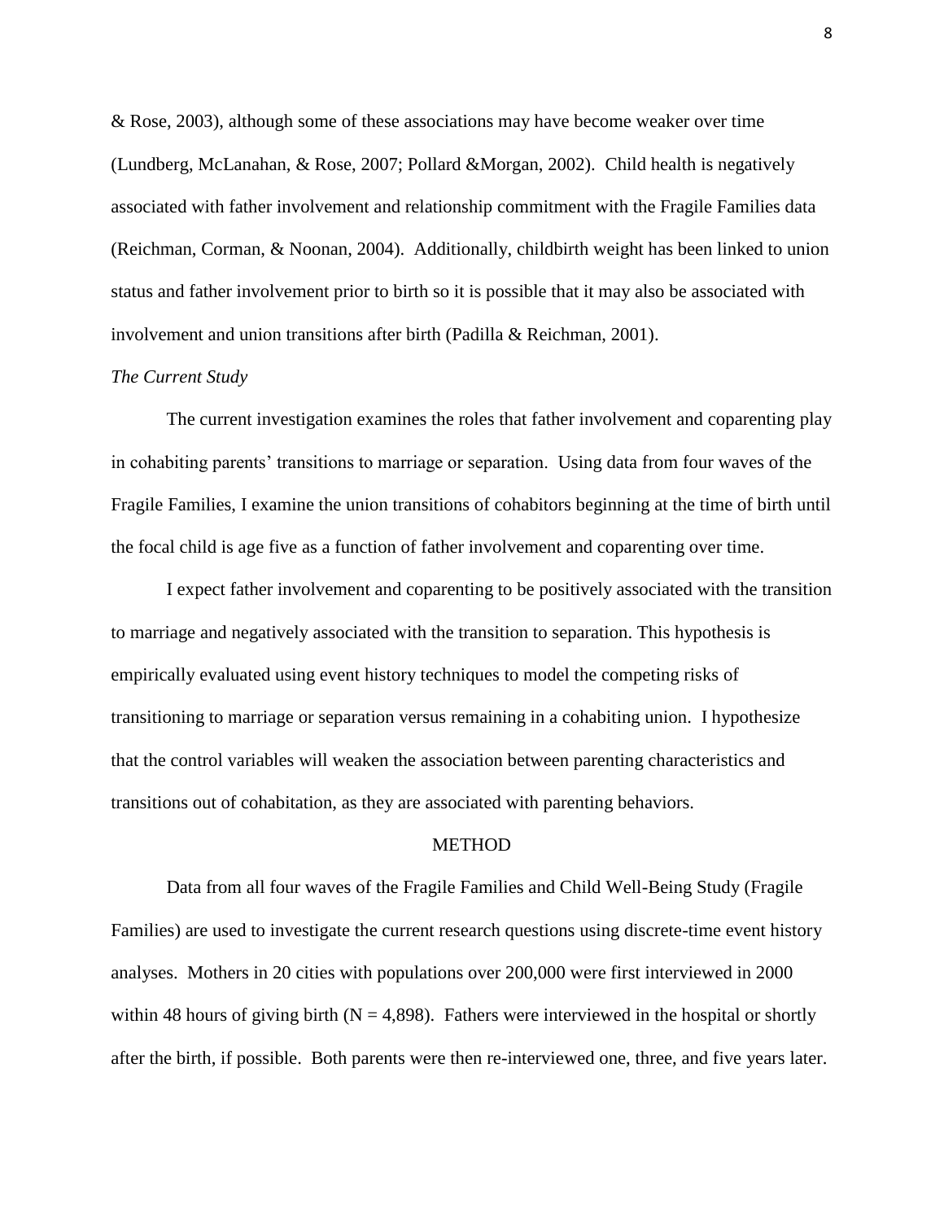& Rose, 2003), although some of these associations may have become weaker over time (Lundberg, McLanahan, & Rose, 2007; Pollard &Morgan, 2002). Child health is negatively associated with father involvement and relationship commitment with the Fragile Families data (Reichman, Corman, & Noonan, 2004). Additionally, childbirth weight has been linked to union status and father involvement prior to birth so it is possible that it may also be associated with involvement and union transitions after birth (Padilla & Reichman, 2001).

*The Current Study*

The current investigation examines the roles that father involvement and coparenting play in cohabiting parents' transitions to marriage or separation. Using data from four waves of the Fragile Families, I examine the union transitions of cohabitors beginning at the time of birth until the focal child is age five as a function of father involvement and coparenting over time.

I expect father involvement and coparenting to be positively associated with the transition to marriage and negatively associated with the transition to separation. This hypothesis is empirically evaluated using event history techniques to model the competing risks of transitioning to marriage or separation versus remaining in a cohabiting union. I hypothesize that the control variables will weaken the association between parenting characteristics and transitions out of cohabitation, as they are associated with parenting behaviors.

## METHOD

Data from all four waves of the Fragile Families and Child Well-Being Study (Fragile Families) are used to investigate the current research questions using discrete-time event history analyses. Mothers in 20 cities with populations over 200,000 were first interviewed in 2000 within 48 hours of giving birth (N = 4,898). Fathers were interviewed in the hospital or shortly after the birth, if possible. Both parents were then re-interviewed one, three, and five years later.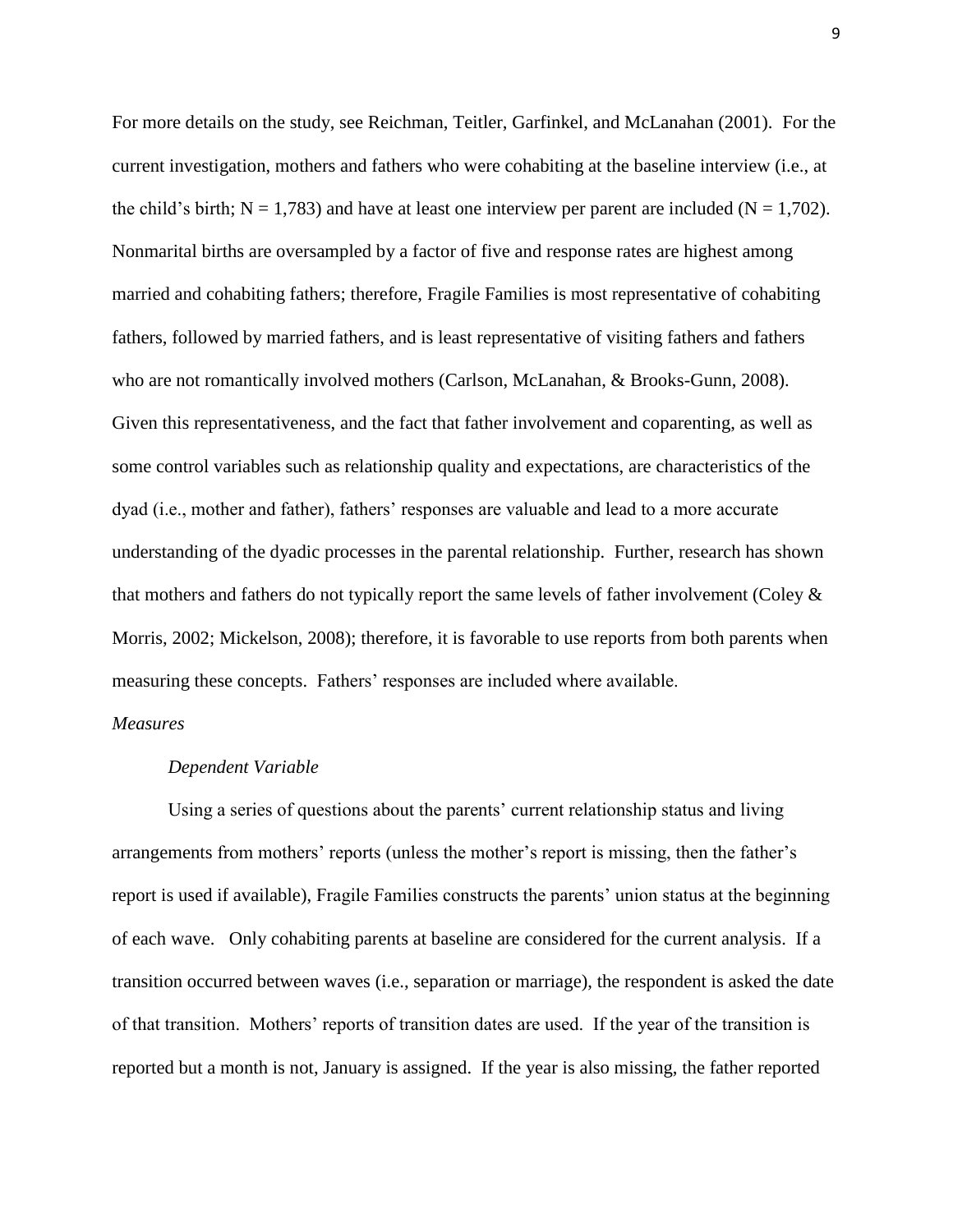For more details on the study, see Reichman, Teitler, Garfinkel, and McLanahan (2001). For the current investigation, mothers and fathers who were cohabiting at the baseline interview (i.e., at the child's birth; N = 1,783) and have at least one interview per parent are included (N = 1,702). Nonmarital births are oversampled by a factor of five and response rates are highest among married and cohabiting fathers; therefore, Fragile Families is most representative of cohabiting fathers, followed by married fathers, and is least representative of visiting fathers and fathers who are not romantically involved mothers (Carlson, McLanahan, & Brooks-Gunn, 2008). Given this representativeness, and the fact that father involvement and coparenting, as well as some control variables such as relationship quality and expectations, are characteristics of the dyad (i.e., mother and father), fathers' responses are valuable and lead to a more accurate understanding of the dyadic processes in the parental relationship. Further, research has shown that mothers and fathers do not typically report the same levels of father involvement (Coley & Morris, 2002; Mickelson, 2008); therefore, it is favorable to use reports from both parents when measuring these concepts. Fathers' responses are included where available.

### *Measures*

#### *Dependent Variable*

Using a series of questions about the parents' current relationship status and living arrangements from mothers' reports (unless the mother's report is missing, then the father's report is used if available), Fragile Families constructs the parents' union status at the beginning of each wave. Only cohabiting parents at baseline are considered for the current analysis. If a transition occurred between waves (i.e., separation or marriage), the respondent is asked the date of that transition. Mothers' reports of transition dates are used. If the year of the transition is reported but a month is not, January is assigned. If the year is also missing, the father reported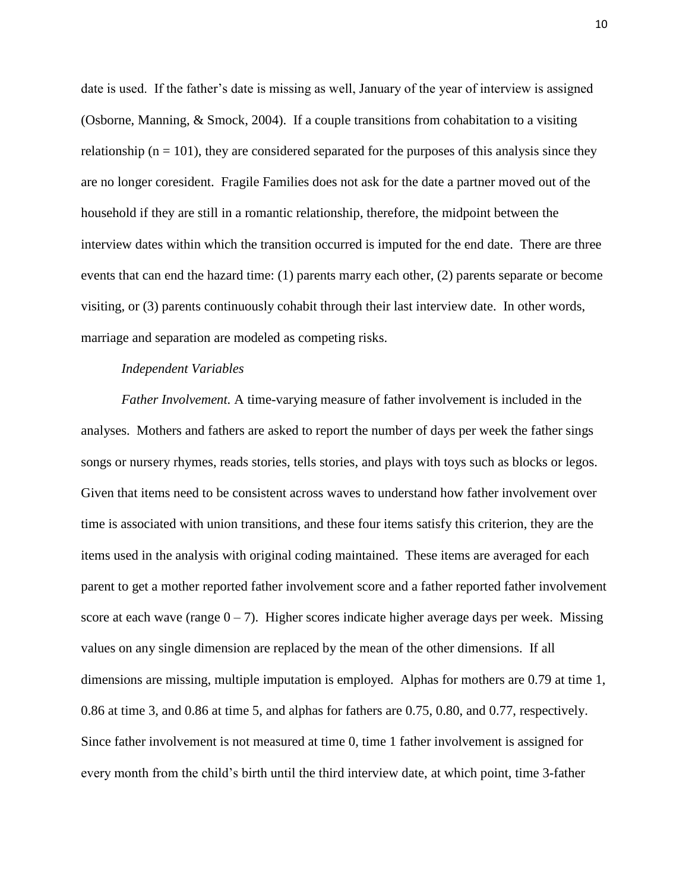date is used. If the father's date is missing as well, January of the year of interview is assigned (Osborne, Manning, & Smock, 2004). If a couple transitions from cohabitation to a visiting relationship (n = 101), they are considered separated for the purposes of this analysis since they are no longer coresident. Fragile Families does not ask for the date a partner moved out of the household if they are still in a romantic relationship, therefore, the midpoint between the interview dates within which the transition occurred is imputed for the end date. There are three events that can end the hazard time: (1) parents marry each other, (2) parents separate or become visiting, or (3) parents continuously cohabit through their last interview date. In other words, marriage and separation are modeled as competing risks.

*Independent Variables*

*Father Involvement.* A time-varying measure of father involvement is included in the analyses. Mothers and fathers are asked to report the number of days per week the father sings songs or nursery rhymes, reads stories, tells stories, and plays with toys such as blocks or legos. Given that items need to be consistent across waves to understand how father involvement over time is associated with union transitions, and these four items satisfy this criterion, they are the items used in the analysis with original coding maintained. These items are averaged for each parent to get a mother reported father involvement score and a father reported father involvement score at each wave (range 0 – 7). Higher scores indicate higher average days per week. Missing values on any single dimension are replaced by the mean of the other dimensions. If all dimensions are missing, multiple imputation is employed. Alphas for mothers are 0.79 at time 1, 0.86 at time 3, and 0.86 at time 5, and alphas for fathers are 0.75, 0.80, and 0.77, respectively. Since father involvement is not measured at time 0, time 1 father involvement is assigned for every month from the child's birth until the third interview date, at which point, time 3-father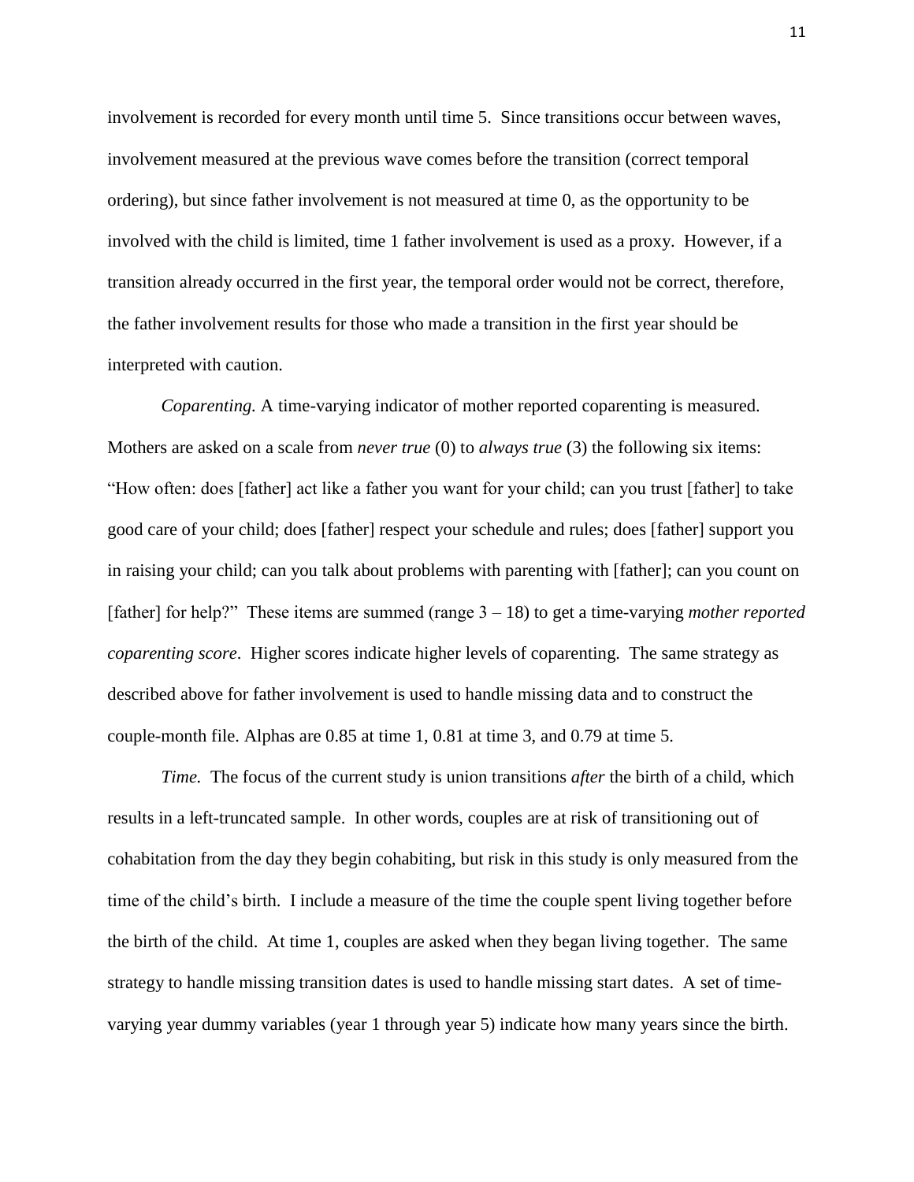involvement is recorded for every month until time 5. Since transitions occur between waves, involvement measured at the previous wave comes before the transition (correct temporal ordering), but since father involvement is not measured at time 0, as the opportunity to be involved with the child is limited, time 1 father involvement is used as a proxy. However, if a transition already occurred in the first year, the temporal order would not be correct, therefore, the father involvement results for those who made a transition in the first year should be interpreted with caution.

*Coparenting.* A time-varying indicator of mother reported coparenting is measured. Mothers are asked on a scale from *never true* (0) to *always true* (3) the following six items: "How often: does [father] act like a father you want for your child; can you trust [father] to take good care of your child; does [father] respect your schedule and rules; does [father] support you in raising your child; can you talk about problems with parenting with [father]; can you count on [father] for help?" These items are summed (range 3 – 18) to get a time-varying *mother reported coparenting score*. Higher scores indicate higher levels of coparenting. The same strategy as described above for father involvement is used to handle missing data and to construct the couple-month file. Alphas are 0.85 at time 1, 0.81 at time 3, and 0.79 at time 5.

*Time.* The focus of the current study is union transitions *after* the birth of a child, which results in a left-truncated sample. In other words, couples are at risk of transitioning out of cohabitation from the day they begin cohabiting, but risk in this study is only measured from the time of the child's birth. I include a measure of the time the couple spent living together before the birth of the child. At time 1, couples are asked when they began living together. The same strategy to handle missing transition dates is used to handle missing start dates. A set of time-varying year dummy variables (year 1 through year 5) indicate how many years since the birth.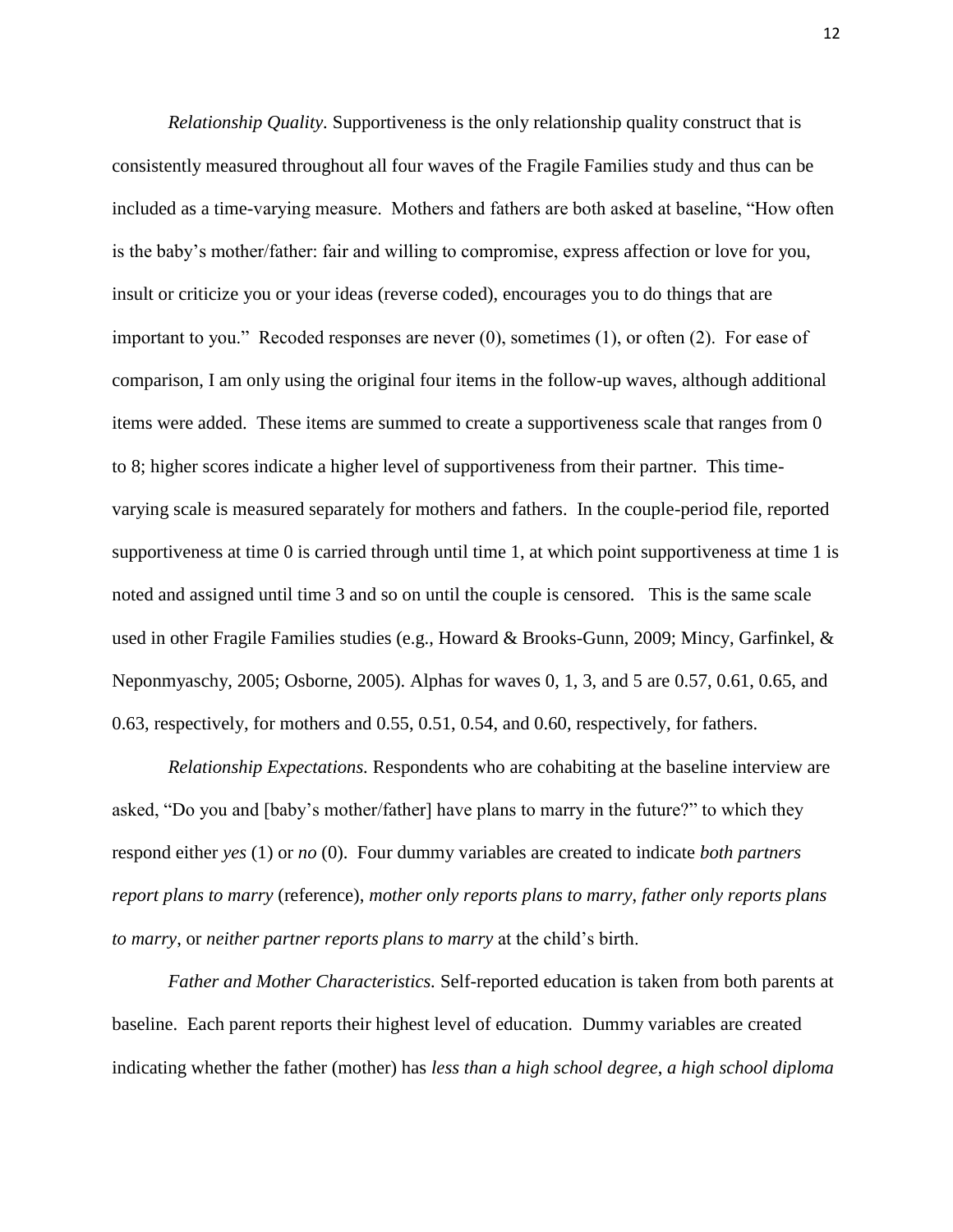*Relationship Quality.* Supportiveness is the only relationship quality construct that is consistently measured throughout all four waves of the Fragile Families study and thus can be included as a time-varying measure. Mothers and fathers are both asked at baseline, "How often is the baby's mother/father: fair and willing to compromise, express affection or love for you, insult or criticize you or your ideas (reverse coded), encourages you to do things that are important to you." Recoded responses are never (0), sometimes (1), or often (2). For ease of comparison, I am only using the original four items in the follow-up waves, although additional items were added. These items are summed to create a supportiveness scale that ranges from 0 to 8; higher scores indicate a higher level of supportiveness from their partner. This time-varying scale is measured separately for mothers and fathers. In the couple-period file, reported supportiveness at time 0 is carried through until time 1, at which point supportiveness at time 1 is noted and assigned until time 3 and so on until the couple is censored. This is the same scale used in other Fragile Families studies (e.g., Howard & Brooks-Gunn, 2009; Mincy, Garfinkel, & Neponmyaschy, 2005; Osborne, 2005). Alphas for waves 0, 1, 3, and 5 are 0.57, 0.61, 0.65, and 0.63, respectively, for mothers and 0.55, 0.51, 0.54, and 0.60, respectively, for fathers.

*Relationship Expectations.* Respondents who are cohabiting at the baseline interview are asked, "Do you and [baby's mother/father] have plans to marry in the future?" to which they respond either *yes* (1) or *no* (0). Four dummy variables are created to indicate *both partners report plans to marry* (reference), *mother only reports plans to marry*, *father only reports plans to marry*, or *neither partner reports plans to marry* at the child's birth.

*Father and Mother Characteristics.* Self-reported education is taken from both parents at baseline. Each parent reports their highest level of education. Dummy variables are created indicating whether the father (mother) has *less than a high school degree*, *a high school diploma*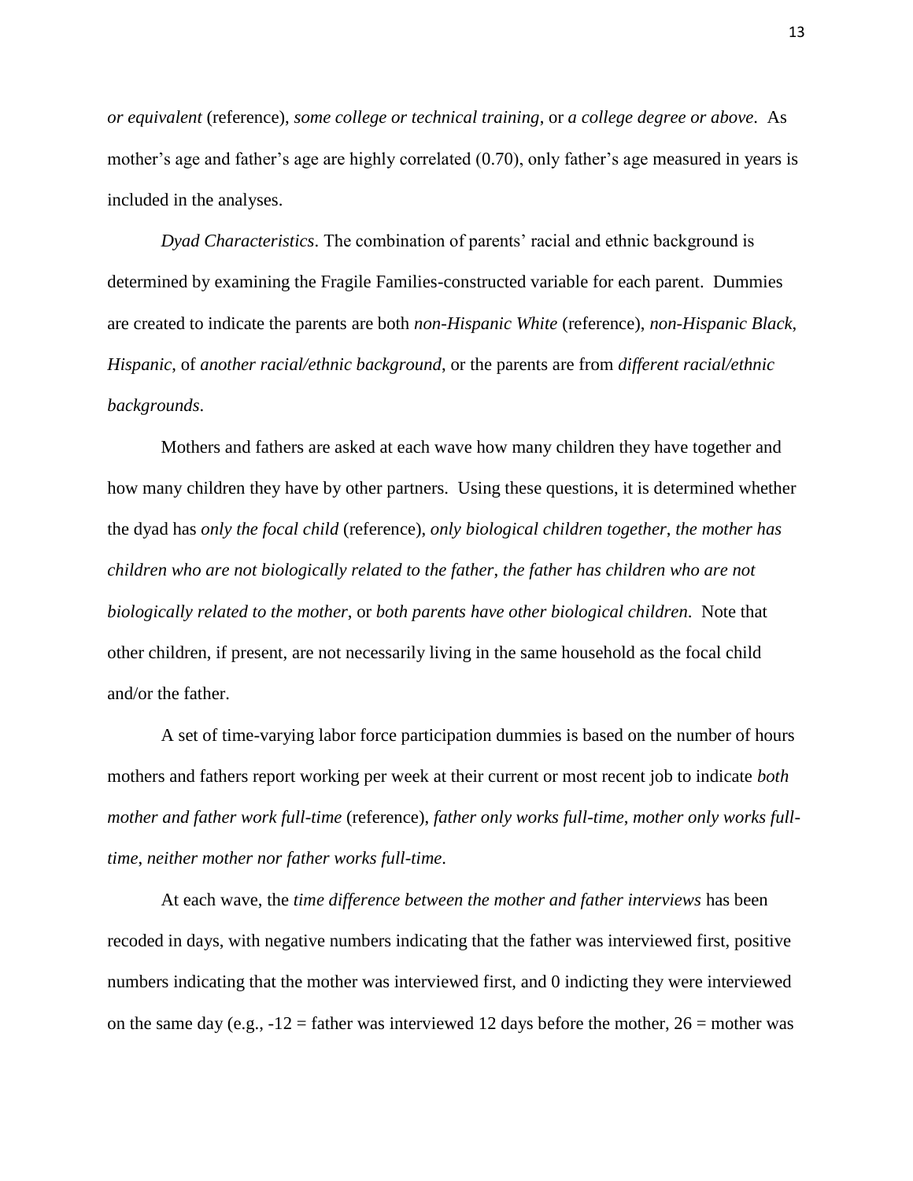*or equivalent* (reference), *some college or technical training*, or *a college degree or above*. As mother's age and father's age are highly correlated (0.70), only father's age measured in years is included in the analyses.

*Dyad Characteristics*. The combination of parents' racial and ethnic background is determined by examining the Fragile Families-constructed variable for each parent. Dummies are created to indicate the parents are both *non-Hispanic White* (reference), *non-Hispanic Black*, *Hispanic*, of *another racial/ethnic background*, or the parents are from *different racial/ethnic backgrounds*.

Mothers and fathers are asked at each wave how many children they have together and how many children they have by other partners. Using these questions, it is determined whether the dyad has *only the focal child* (reference), *only biological children together*, *the mother has children who are not biologically related to the father*, *the father has children who are not biologically related to the mother*, or *both parents have other biological children*. Note that other children, if present, are not necessarily living in the same household as the focal child and/or the father.

A set of time-varying labor force participation dummies is based on the number of hours mothers and fathers report working per week at their current or most recent job to indicate *both mother and father work full-time* (reference), *father only works full-time*, *mother only works full-time*, *neither mother nor father works full-time*.

At each wave, the *time difference between the mother and father interviews* has been recoded in days, with negative numbers indicating that the father was interviewed first, positive numbers indicating that the mother was interviewed first, and 0 indicting they were interviewed on the same day (e.g., -12 = father was interviewed 12 days before the mother, 26 = mother was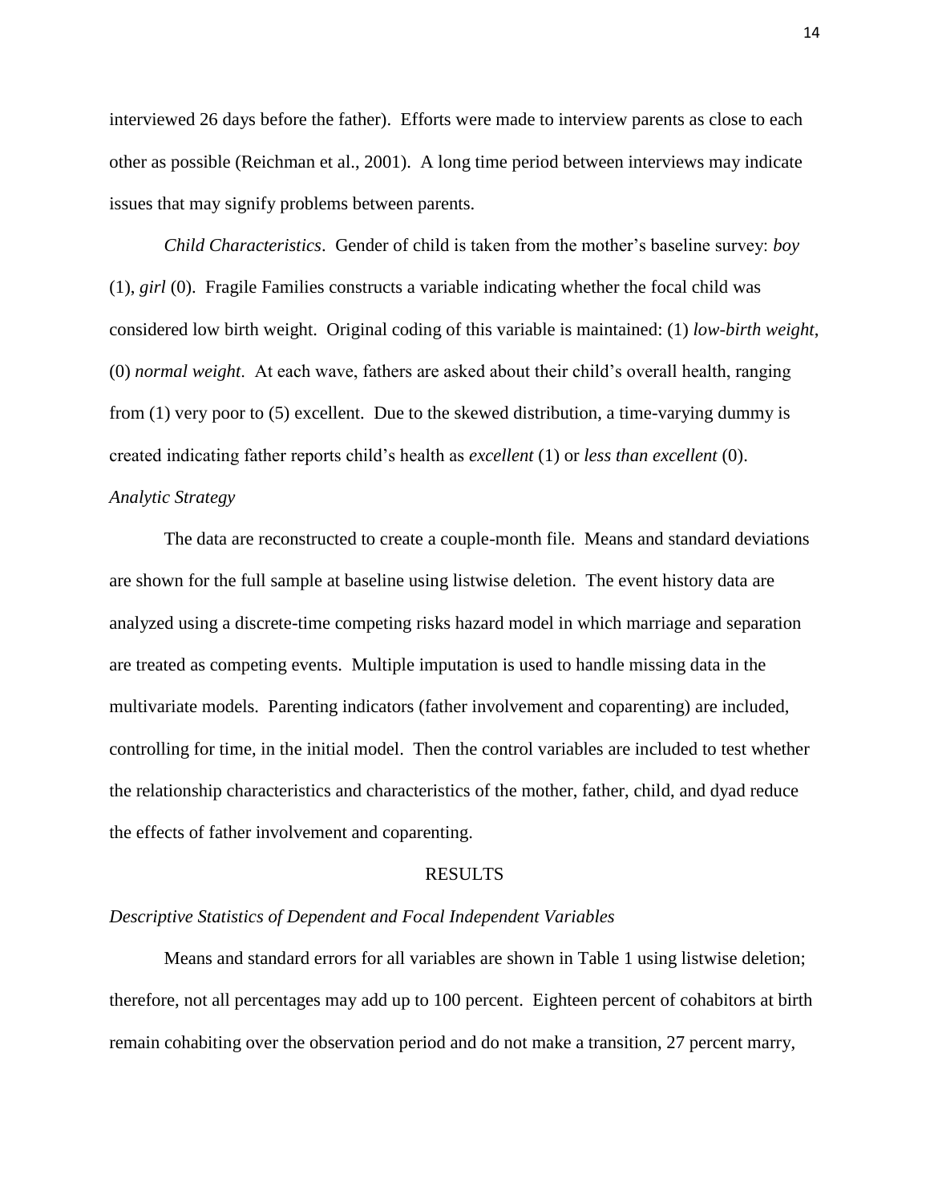interviewed 26 days before the father). Efforts were made to interview parents as close to each other as possible (Reichman et al., 2001). A long time period between interviews may indicate issues that may signify problems between parents.

*Child Characteristics*. Gender of child is taken from the mother's baseline survey: *boy* (1), *girl* (0). Fragile Families constructs a variable indicating whether the focal child was considered low birth weight. Original coding of this variable is maintained: (1) *low-birth weight*, (0) *normal weight*. At each wave, fathers are asked about their child's overall health, ranging from (1) very poor to (5) excellent. Due to the skewed distribution, a time-varying dummy is created indicating father reports child's health as *excellent* (1) or *less than excellent* (0).

*Analytic Strategy*

The data are reconstructed to create a couple-month file. Means and standard deviations are shown for the full sample at baseline using listwise deletion. The event history data are analyzed using a discrete-time competing risks hazard model in which marriage and separation are treated as competing events. Multiple imputation is used to handle missing data in the multivariate models. Parenting indicators (father involvement and coparenting) are included, controlling for time, in the initial model. Then the control variables are included to test whether the relationship characteristics and characteristics of the mother, father, child, and dyad reduce the effects of father involvement and coparenting.

## RESULTS

*Descriptive Statistics of Dependent and Focal Independent Variables*

Means and standard errors for all variables are shown in Table 1 using listwise deletion; therefore, not all percentages may add up to 100 percent. Eighteen percent of cohabitors at birth remain cohabiting over the observation period and do not make a transition, 27 percent marry,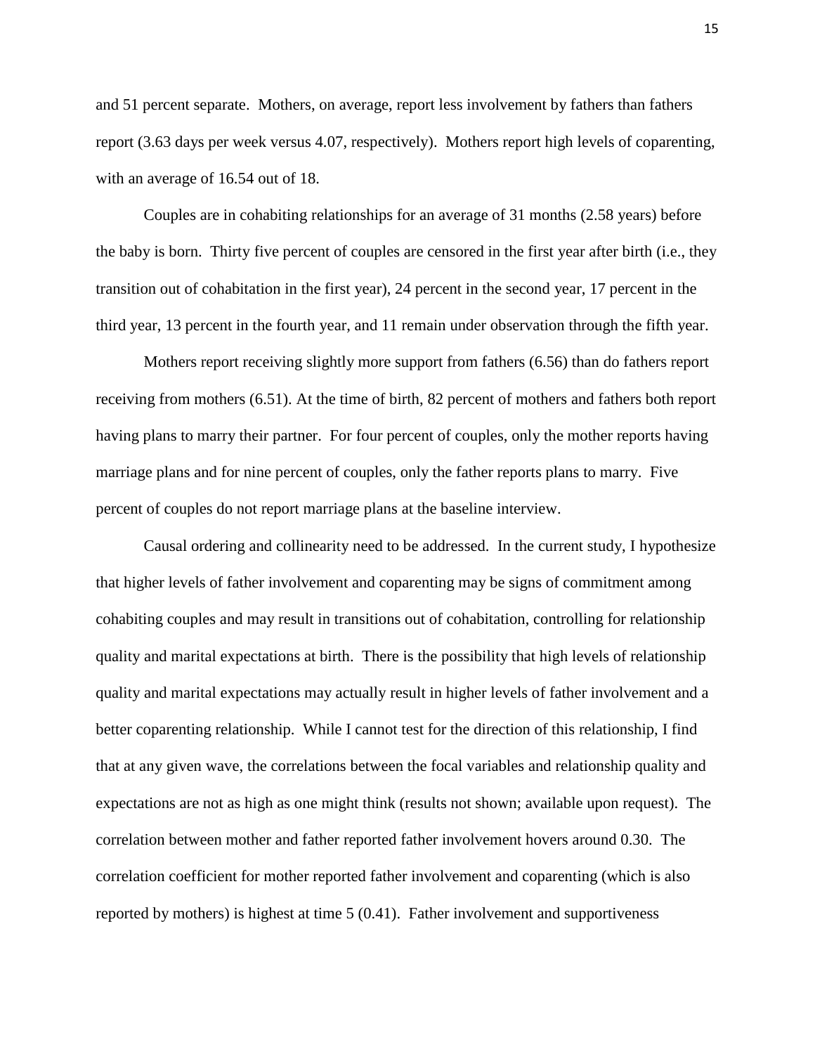and 51 percent separate. Mothers, on average, report less involvement by fathers than fathers report (3.63 days per week versus 4.07, respectively). Mothers report high levels of coparenting, with an average of 16.54 out of 18.

Couples are in cohabiting relationships for an average of 31 months (2.58 years) before the baby is born. Thirty five percent of couples are censored in the first year after birth (i.e., they transition out of cohabitation in the first year), 24 percent in the second year, 17 percent in the third year, 13 percent in the fourth year, and 11 remain under observation through the fifth year.

Mothers report receiving slightly more support from fathers (6.56) than do fathers report receiving from mothers (6.51). At the time of birth, 82 percent of mothers and fathers both report having plans to marry their partner. For four percent of couples, only the mother reports having marriage plans and for nine percent of couples, only the father reports plans to marry. Five percent of couples do not report marriage plans at the baseline interview.

Causal ordering and collinearity need to be addressed. In the current study, I hypothesize that higher levels of father involvement and coparenting may be signs of commitment among cohabiting couples and may result in transitions out of cohabitation, controlling for relationship quality and marital expectations at birth. There is the possibility that high levels of relationship quality and marital expectations may actually result in higher levels of father involvement and a better coparenting relationship. While I cannot test for the direction of this relationship, I find that at any given wave, the correlations between the focal variables and relationship quality and expectations are not as high as one might think (results not shown; available upon request). The correlation between mother and father reported father involvement hovers around 0.30. The correlation coefficient for mother reported father involvement and coparenting (which is also reported by mothers) is highest at time 5 (0.41). Father involvement and supportiveness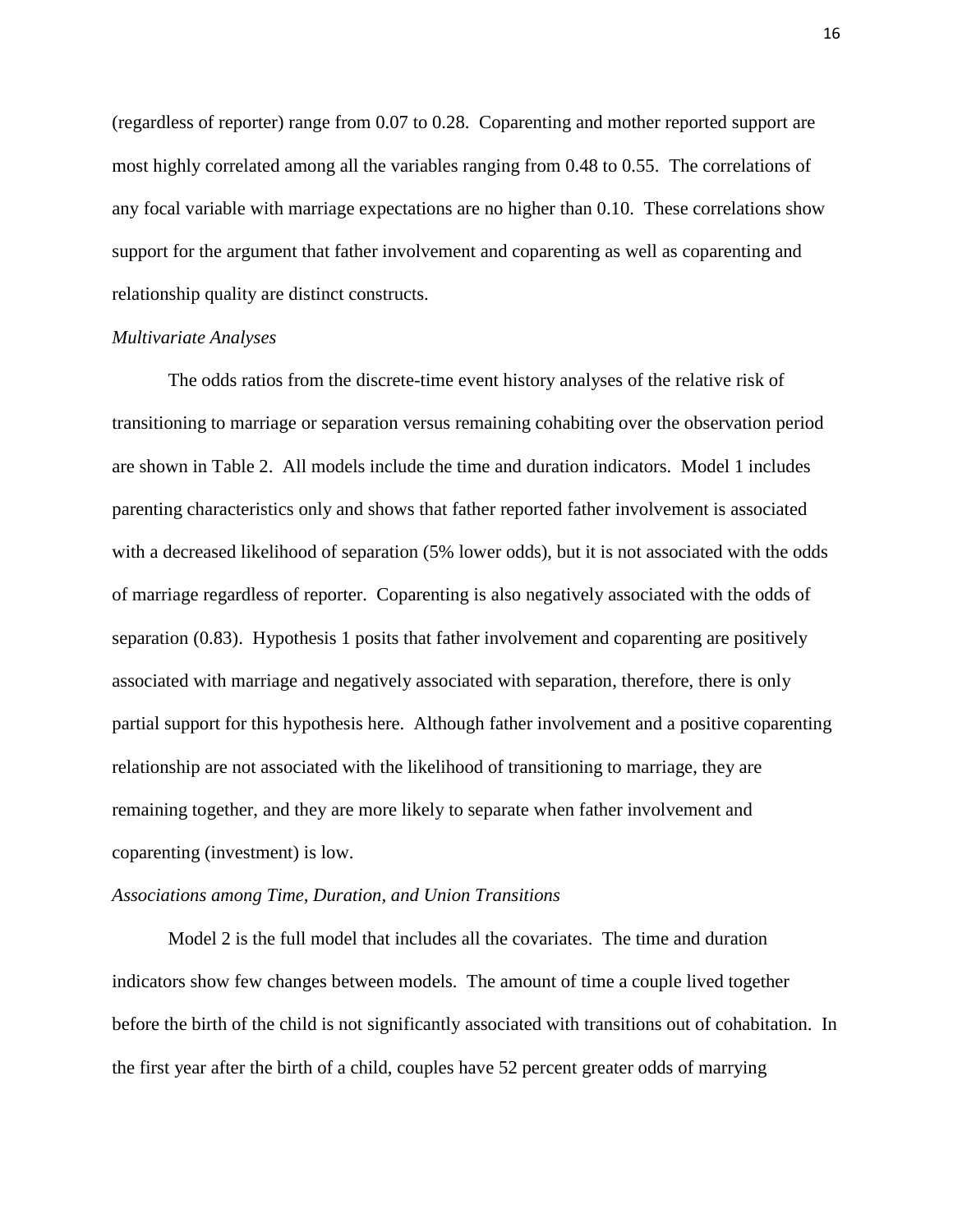(regardless of reporter) range from 0.07 to 0.28. Coparenting and mother reported support are most highly correlated among all the variables ranging from 0.48 to 0.55. The correlations of any focal variable with marriage expectations are no higher than 0.10. These correlations show support for the argument that father involvement and coparenting as well as coparenting and relationship quality are distinct constructs.

*Multivariate Analyses*

The odds ratios from the discrete-time event history analyses of the relative risk of transitioning to marriage or separation versus remaining cohabiting over the observation period are shown in Table 2. All models include the time and duration indicators. Model 1 includes parenting characteristics only and shows that father reported father involvement is associated with a decreased likelihood of separation (5% lower odds), but it is not associated with the odds of marriage regardless of reporter. Coparenting is also negatively associated with the odds of separation (0.83). Hypothesis 1 posits that father involvement and coparenting are positively associated with marriage and negatively associated with separation, therefore, there is only partial support for this hypothesis here. Although father involvement and a positive coparenting relationship are not associated with the likelihood of transitioning to marriage, they are remaining together, and they are more likely to separate when father involvement and coparenting (investment) is low.

*Associations among Time, Duration, and Union Transitions*

Model 2 is the full model that includes all the covariates. The time and duration indicators show few changes between models. The amount of time a couple lived together before the birth of the child is not significantly associated with transitions out of cohabitation. In the first year after the birth of a child, couples have 52 percent greater odds of marrying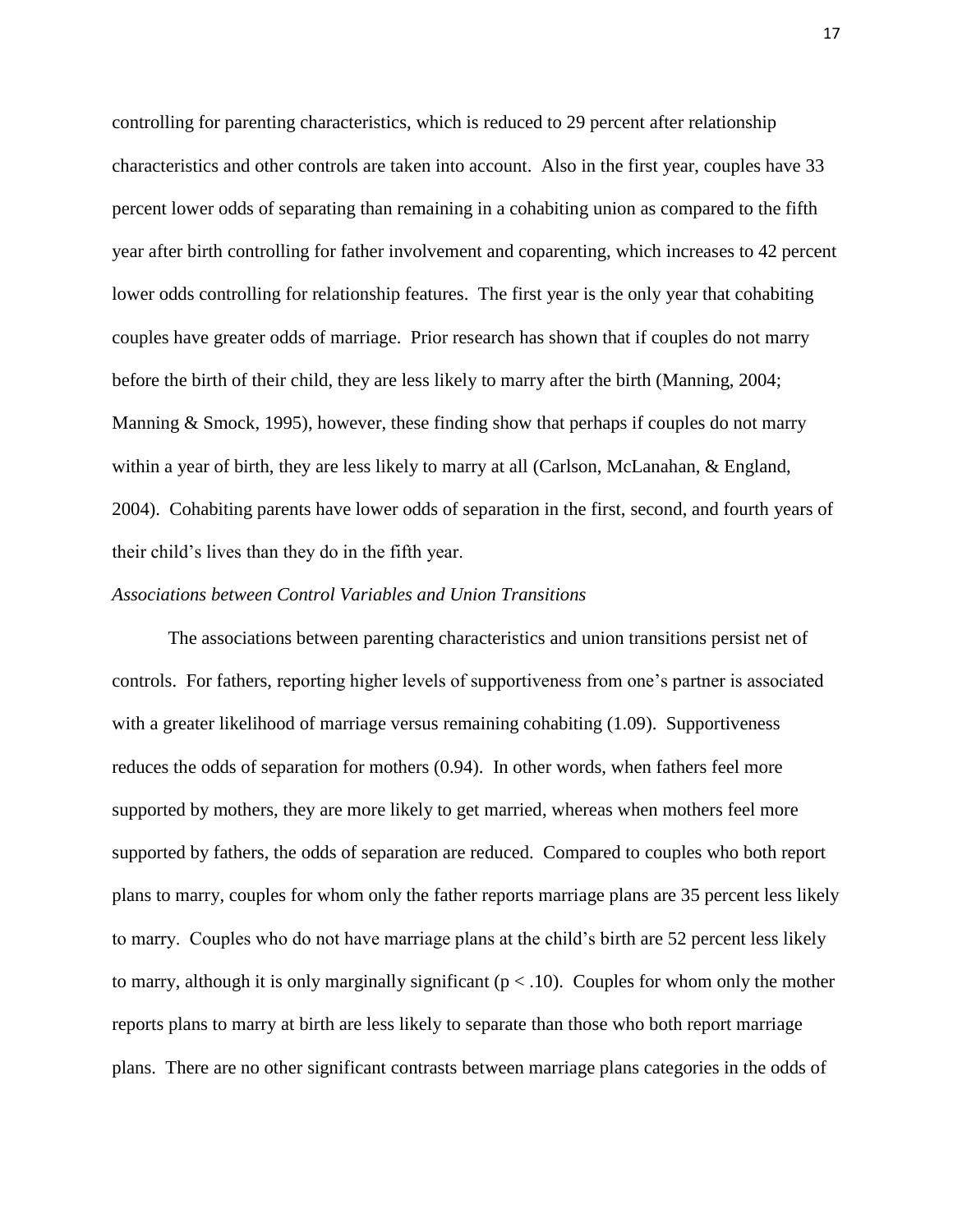controlling for parenting characteristics, which is reduced to 29 percent after relationship characteristics and other controls are taken into account. Also in the first year, couples have 33 percent lower odds of separating than remaining in a cohabiting union as compared to the fifth year after birth controlling for father involvement and coparenting, which increases to 42 percent lower odds controlling for relationship features. The first year is the only year that cohabiting couples have greater odds of marriage. Prior research has shown that if couples do not marry before the birth of their child, they are less likely to marry after the birth (Manning, 2004; Manning & Smock, 1995), however, these finding show that perhaps if couples do not marry within a year of birth, they are less likely to marry at all (Carlson, McLanahan, & England, 2004). Cohabiting parents have lower odds of separation in the first, second, and fourth years of their child's lives than they do in the fifth year.

*Associations between Control Variables and Union Transitions*

The associations between parenting characteristics and union transitions persist net of controls. For fathers, reporting higher levels of supportiveness from one's partner is associated with a greater likelihood of marriage versus remaining cohabiting (1.09). Supportiveness reduces the odds of separation for mothers (0.94). In other words, when fathers feel more supported by mothers, they are more likely to get married, whereas when mothers feel more supported by fathers, the odds of separation are reduced. Compared to couples who both report plans to marry, couples for whom only the father reports marriage plans are 35 percent less likely to marry. Couples who do not have marriage plans at the child's birth are 52 percent less likely to marry, although it is only marginally significant ($p < .10$). Couples for whom only the mother reports plans to marry at birth are less likely to separate than those who both report marriage plans. There are no other significant contrasts between marriage plans categories in the odds of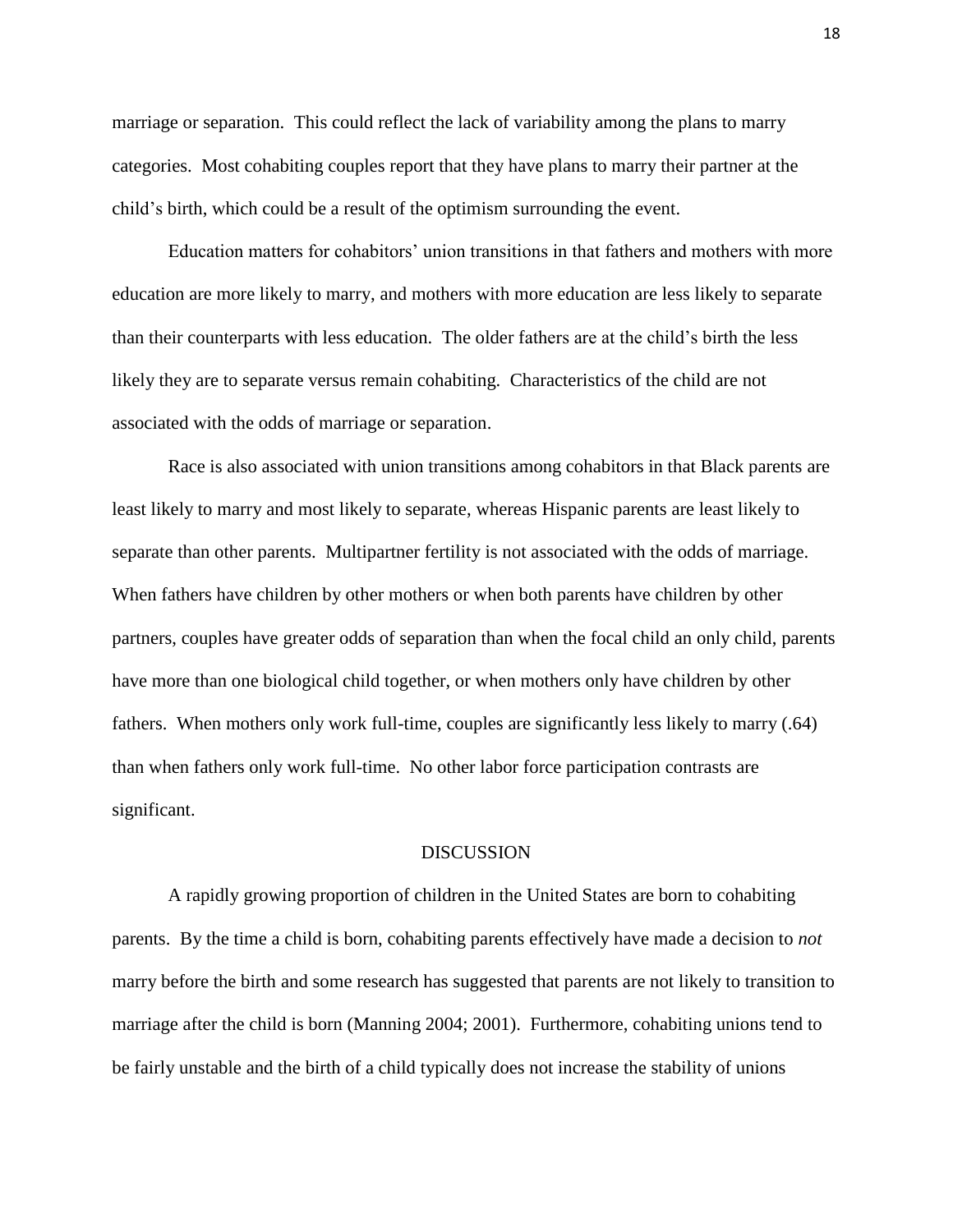marriage or separation. This could reflect the lack of variability among the plans to marry categories. Most cohabiting couples report that they have plans to marry their partner at the child's birth, which could be a result of the optimism surrounding the event.

Education matters for cohabitors' union transitions in that fathers and mothers with more education are more likely to marry, and mothers with more education are less likely to separate than their counterparts with less education. The older fathers are at the child's birth the less likely they are to separate versus remain cohabiting. Characteristics of the child are not associated with the odds of marriage or separation.

Race is also associated with union transitions among cohabitors in that Black parents are least likely to marry and most likely to separate, whereas Hispanic parents are least likely to separate than other parents. Multipartner fertility is not associated with the odds of marriage. When fathers have children by other mothers or when both parents have children by other partners, couples have greater odds of separation than when the focal child an only child, parents have more than one biological child together, or when mothers only have children by other fathers. When mothers only work full-time, couples are significantly less likely to marry (.64) than when fathers only work full-time. No other labor force participation contrasts are significant.

## DISCUSSION

A rapidly growing proportion of children in the United States are born to cohabiting parents. By the time a child is born, cohabiting parents effectively have made a decision to *not* marry before the birth and some research has suggested that parents are not likely to transition to marriage after the child is born (Manning 2004; 2001). Furthermore, cohabiting unions tend to be fairly unstable and the birth of a child typically does not increase the stability of unions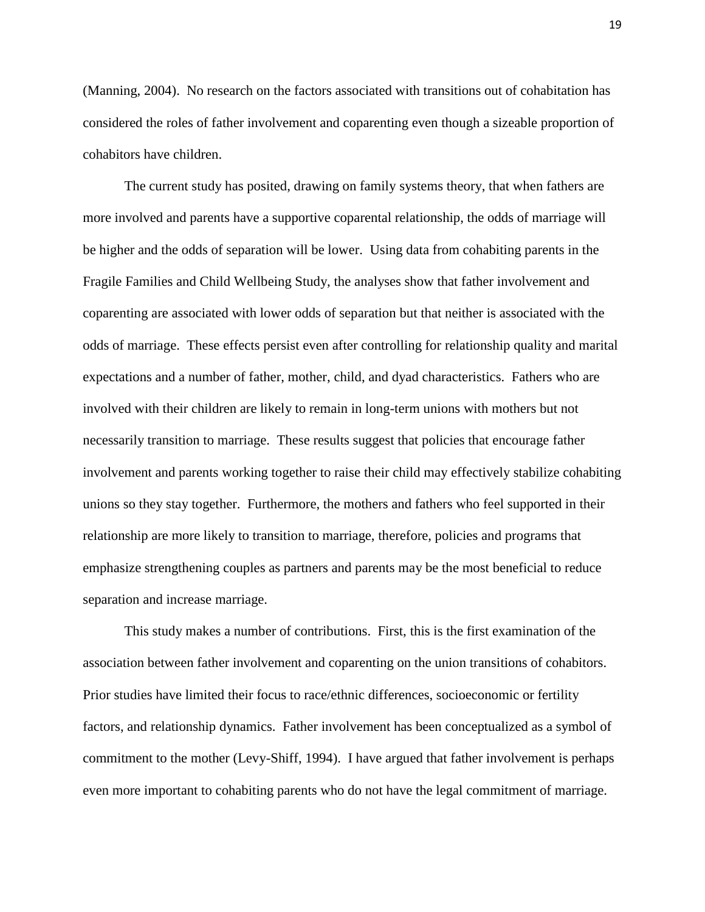(Manning, 2004). No research on the factors associated with transitions out of cohabitation has considered the roles of father involvement and coparenting even though a sizeable proportion of cohabitors have children.

The current study has posited, drawing on family systems theory, that when fathers are more involved and parents have a supportive coparental relationship, the odds of marriage will be higher and the odds of separation will be lower. Using data from cohabiting parents in the Fragile Families and Child Wellbeing Study, the analyses show that father involvement and coparenting are associated with lower odds of separation but that neither is associated with the odds of marriage. These effects persist even after controlling for relationship quality and marital expectations and a number of father, mother, child, and dyad characteristics. Fathers who are involved with their children are likely to remain in long-term unions with mothers but not necessarily transition to marriage. These results suggest that policies that encourage father involvement and parents working together to raise their child may effectively stabilize cohabiting unions so they stay together. Furthermore, the mothers and fathers who feel supported in their relationship are more likely to transition to marriage, therefore, policies and programs that emphasize strengthening couples as partners and parents may be the most beneficial to reduce separation and increase marriage.

This study makes a number of contributions. First, this is the first examination of the association between father involvement and coparenting on the union transitions of cohabitors. Prior studies have limited their focus to race/ethnic differences, socioeconomic or fertility factors, and relationship dynamics. Father involvement has been conceptualized as a symbol of commitment to the mother (Levy-Shiff, 1994). I have argued that father involvement is perhaps even more important to cohabiting parents who do not have the legal commitment of marriage.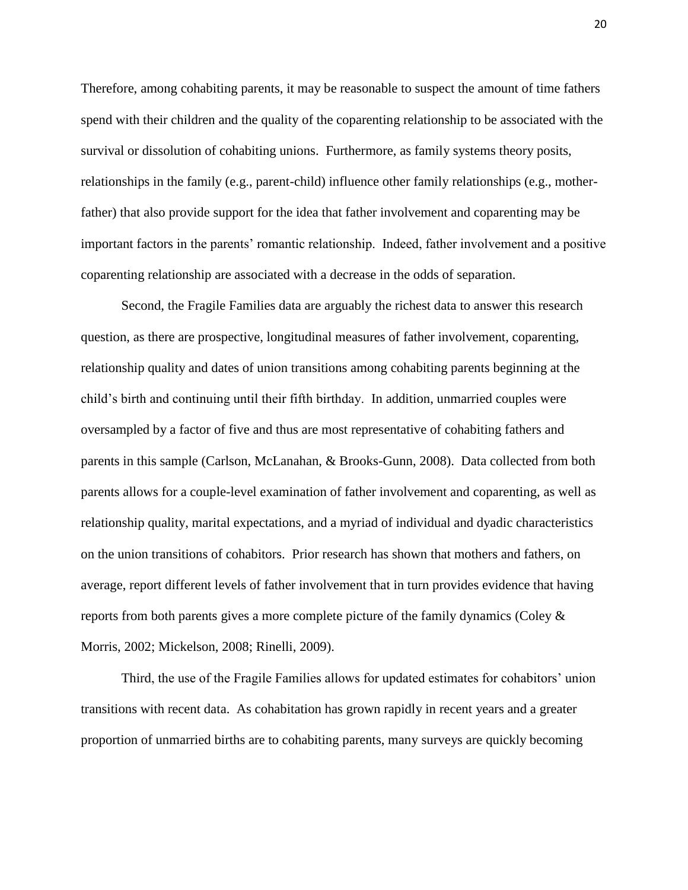Therefore, among cohabiting parents, it may be reasonable to suspect the amount of time fathers spend with their children and the quality of the coparenting relationship to be associated with the survival or dissolution of cohabiting unions. Furthermore, as family systems theory posits, relationships in the family (e.g., parent-child) influence other family relationships (e.g., mother-father) that also provide support for the idea that father involvement and coparenting may be important factors in the parents' romantic relationship. Indeed, father involvement and a positive coparenting relationship are associated with a decrease in the odds of separation.

Second, the Fragile Families data are arguably the richest data to answer this research question, as there are prospective, longitudinal measures of father involvement, coparenting, relationship quality and dates of union transitions among cohabiting parents beginning at the child's birth and continuing until their fifth birthday. In addition, unmarried couples were oversampled by a factor of five and thus are most representative of cohabiting fathers and parents in this sample (Carlson, McLanahan, & Brooks-Gunn, 2008). Data collected from both parents allows for a couple-level examination of father involvement and coparenting, as well as relationship quality, marital expectations, and a myriad of individual and dyadic characteristics on the union transitions of cohabitors. Prior research has shown that mothers and fathers, on average, report different levels of father involvement that in turn provides evidence that having reports from both parents gives a more complete picture of the family dynamics (Coley & Morris, 2002; Mickelson, 2008; Rinelli, 2009).

Third, the use of the Fragile Families allows for updated estimates for cohabitors' union transitions with recent data. As cohabitation has grown rapidly in recent years and a greater proportion of unmarried births are to cohabiting parents, many surveys are quickly becoming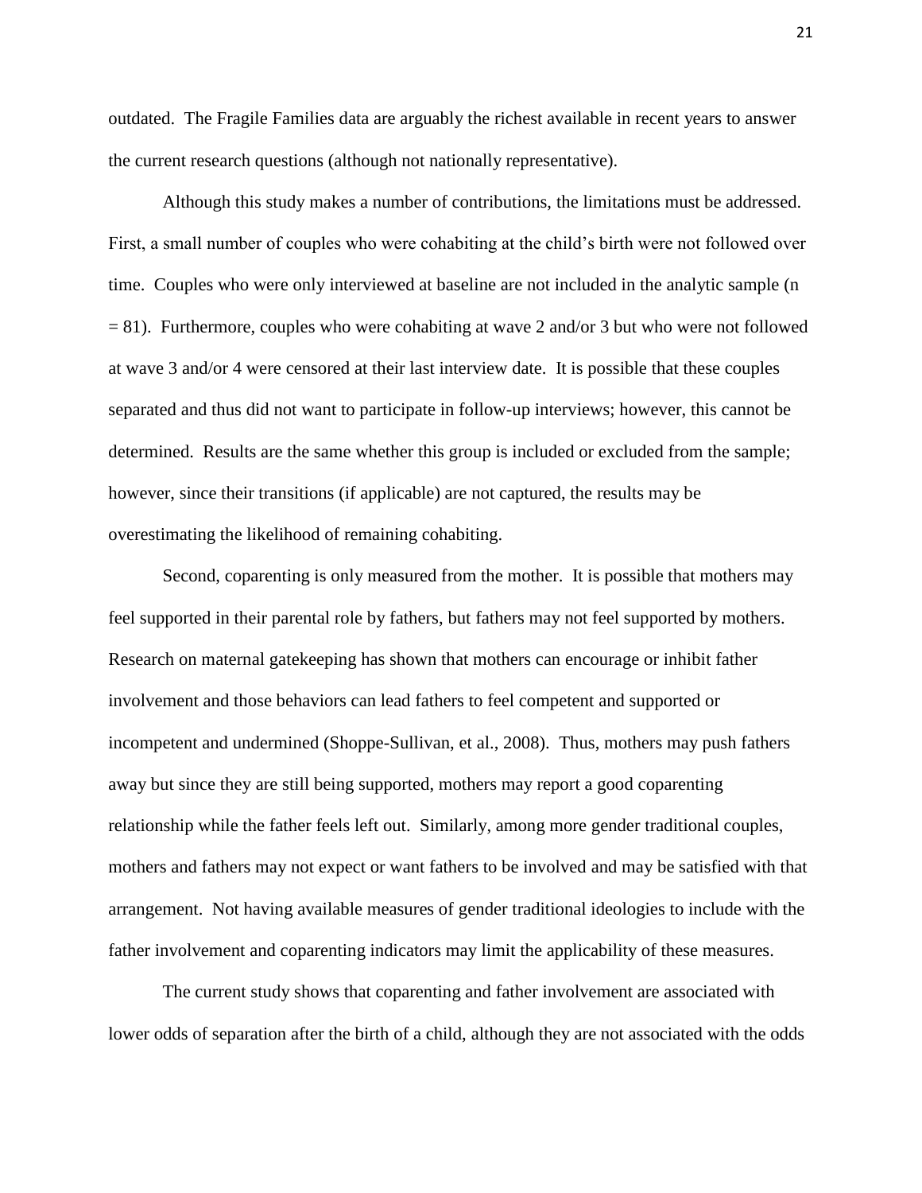outdated. The Fragile Families data are arguably the richest available in recent years to answer the current research questions (although not nationally representative).

Although this study makes a number of contributions, the limitations must be addressed. First, a small number of couples who were cohabiting at the child's birth were not followed over time. Couples who were only interviewed at baseline are not included in the analytic sample (n = 81). Furthermore, couples who were cohabiting at wave 2 and/or 3 but who were not followed at wave 3 and/or 4 were censored at their last interview date. It is possible that these couples separated and thus did not want to participate in follow-up interviews; however, this cannot be determined. Results are the same whether this group is included or excluded from the sample; however, since their transitions (if applicable) are not captured, the results may be overestimating the likelihood of remaining cohabiting.

Second, coparenting is only measured from the mother. It is possible that mothers may feel supported in their parental role by fathers, but fathers may not feel supported by mothers. Research on maternal gatekeeping has shown that mothers can encourage or inhibit father involvement and those behaviors can lead fathers to feel competent and supported or incompetent and undermined (Shoppe-Sullivan, et al., 2008). Thus, mothers may push fathers away but since they are still being supported, mothers may report a good coparenting relationship while the father feels left out. Similarly, among more gender traditional couples, mothers and fathers may not expect or want fathers to be involved and may be satisfied with that arrangement. Not having available measures of gender traditional ideologies to include with the father involvement and coparenting indicators may limit the applicability of these measures.

The current study shows that coparenting and father involvement are associated with lower odds of separation after the birth of a child, although they are not associated with the odds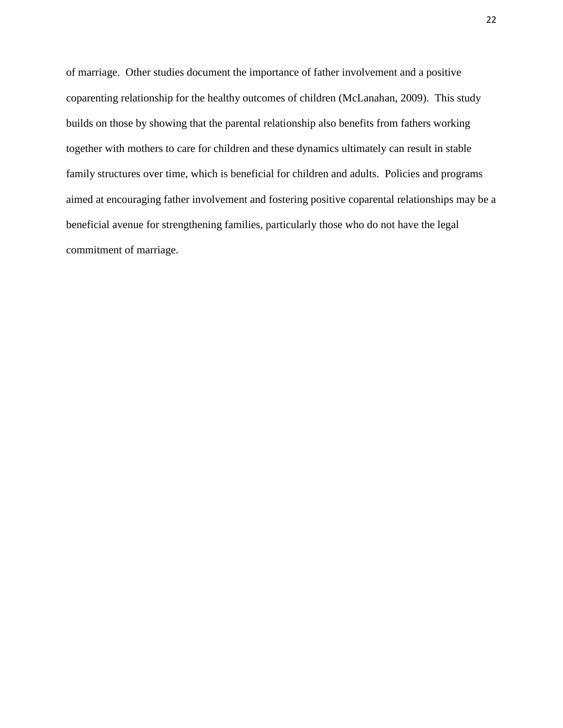of marriage. Other studies document the importance of father involvement and a positive coparenting relationship for the healthy outcomes of children (McLanahan, 2009). This study builds on those by showing that the parental relationship also benefits from fathers working together with mothers to care for children and these dynamics ultimately can result in stable family structures over time, which is beneficial for children and adults. Policies and programs aimed at encouraging father involvement and fostering positive coparental relationships may be a beneficial avenue for strengthening families, particularly those who do not have the legal commitment of marriage.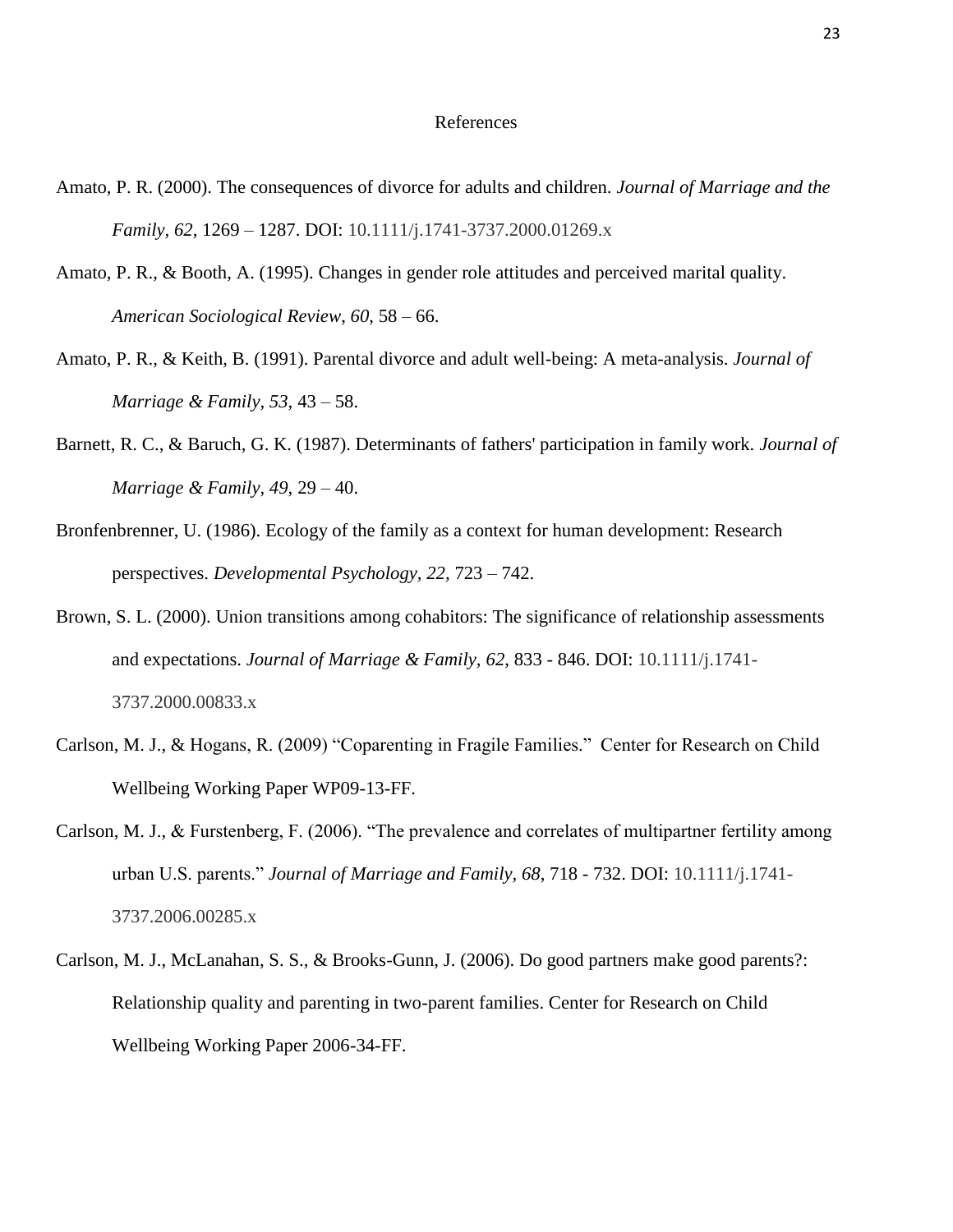# References

Amato, P. R. (2000). The consequences of divorce for adults and children. *Journal of Marriage and the Family, 62*, 1269 – 1287. DOI: 10.1111/j.1741-3737.2000.01269.x

Amato, P. R., & Booth, A. (1995). Changes in gender role attitudes and perceived marital quality. *American Sociological Review, 60*, 58 – 66.

Amato, P. R., & Keith, B. (1991). Parental divorce and adult well-being: A meta-analysis. *Journal of Marriage & Family, 53*, 43 – 58.

Barnett, R. C., & Baruch, G. K. (1987). Determinants of fathers' participation in family work. *Journal of Marriage & Family, 49*, 29 – 40.

Bronfenbrenner, U. (1986). Ecology of the family as a context for human development: Research perspectives. *Developmental Psychology, 22*, 723 – 742.

Brown, S. L. (2000). Union transitions among cohabitors: The significance of relationship assessments and expectations. *Journal of Marriage & Family, 62*, 833 - 846. DOI: 10.1111/j.1741-3737.2000.00833.x

Carlson, M. J., & Hogans, R. (2009) "Coparenting in Fragile Families." Center for Research on Child Wellbeing Working Paper WP09-13-FF.

Carlson, M. J., & Furstenberg, F. (2006). "The prevalence and correlates of multipartner fertility among urban U.S. parents." *Journal of Marriage and Family, 68*, 718 - 732. DOI: 10.1111/j.1741-3737.2006.00285.x

Carlson, M. J., McLanahan, S. S., & Brooks-Gunn, J. (2006). Do good partners make good parents?: Relationship quality and parenting in two-parent families. Center for Research on Child Wellbeing Working Paper 2006-34-FF.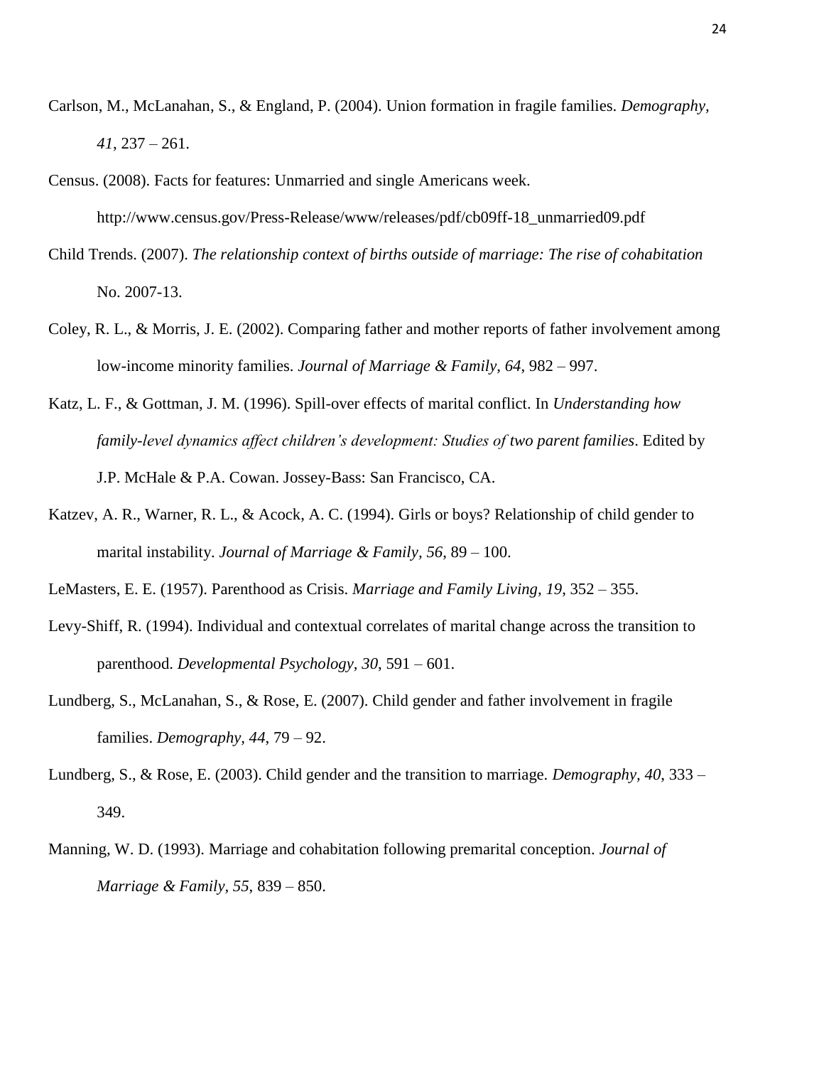Carlson, M., McLanahan, S., & England, P. (2004). Union formation in fragile families. *Demography, 41*, 237 – 261.

Census. (2008). Facts for features: Unmarried and single Americans week. http://www.census.gov/Press-Release/www/releases/pdf/cb09ff-18_unmarried09.pdf

Child Trends. (2007). *The relationship context of births outside of marriage: The rise of cohabitation* No. 2007-13.

Coley, R. L., & Morris, J. E. (2002). Comparing father and mother reports of father involvement among low-income minority families. *Journal of Marriage & Family, 64*, 982 – 997.

Katz, L. F., & Gottman, J. M. (1996). Spill-over effects of marital conflict. In *Understanding how family-level dynamics affect children's development: Studies of two parent families*. Edited by J.P. McHale & P.A. Cowan. Jossey-Bass: San Francisco, CA.

Katzev, A. R., Warner, R. L., & Acock, A. C. (1994). Girls or boys? Relationship of child gender to marital instability. *Journal of Marriage & Family, 56*, 89 – 100.

LeMasters, E. E. (1957). Parenthood as Crisis. *Marriage and Family Living, 19*, 352 – 355.

Levy-Shiff, R. (1994). Individual and contextual correlates of marital change across the transition to parenthood. *Developmental Psychology, 30*, 591 – 601.

Lundberg, S., McLanahan, S., & Rose, E. (2007). Child gender and father involvement in fragile families. *Demography, 44*, 79 – 92.

Lundberg, S., & Rose, E. (2003). Child gender and the transition to marriage. *Demography, 40*, 333 – 349.

Manning, W. D. (1993). Marriage and cohabitation following premarital conception. *Journal of Marriage & Family, 55*, 839 – 850.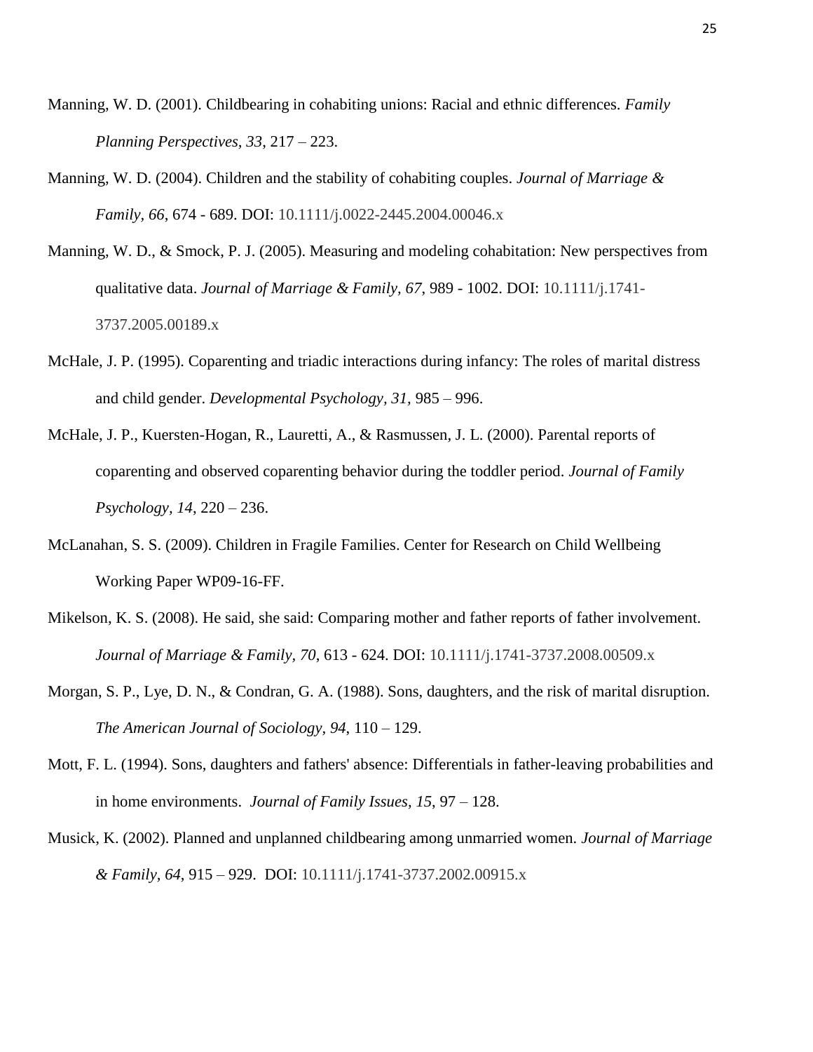Manning, W. D. (2001). Childbearing in cohabiting unions: Racial and ethnic differences. *Family Planning Perspectives, 33*, 217 – 223.

Manning, W. D. (2004). Children and the stability of cohabiting couples. *Journal of Marriage & Family, 66*, 674 - 689. DOI: 10.1111/j.0022-2445.2004.00046.x

Manning, W. D., & Smock, P. J. (2005). Measuring and modeling cohabitation: New perspectives from qualitative data. *Journal of Marriage & Family, 67*, 989 - 1002. DOI: 10.1111/j.1741-3737.2005.00189.x

McHale, J. P. (1995). Coparenting and triadic interactions during infancy: The roles of marital distress and child gender. *Developmental Psychology, 31,* 985 – 996.

McHale, J. P., Kuersten-Hogan, R., Lauretti, A., & Rasmussen, J. L. (2000). Parental reports of coparenting and observed coparenting behavior during the toddler period. *Journal of Family Psychology, 14*, 220 – 236.

McLanahan, S. S. (2009). Children in Fragile Families. Center for Research on Child Wellbeing Working Paper WP09-16-FF.

Mikelson, K. S. (2008). He said, she said: Comparing mother and father reports of father involvement. *Journal of Marriage & Family, 70*, 613 - 624. DOI: 10.1111/j.1741-3737.2008.00509.x

Morgan, S. P., Lye, D. N., & Condran, G. A. (1988). Sons, daughters, and the risk of marital disruption. *The American Journal of Sociology, 94*, 110 – 129.

Mott, F. L. (1994). Sons, daughters and fathers' absence: Differentials in father-leaving probabilities and in home environments. *Journal of Family Issues, 15*, 97 – 128.

Musick, K. (2002). Planned and unplanned childbearing among unmarried women. *Journal of Marriage & Family, 64*, 915 – 929. DOI: 10.1111/j.1741-3737.2002.00915.x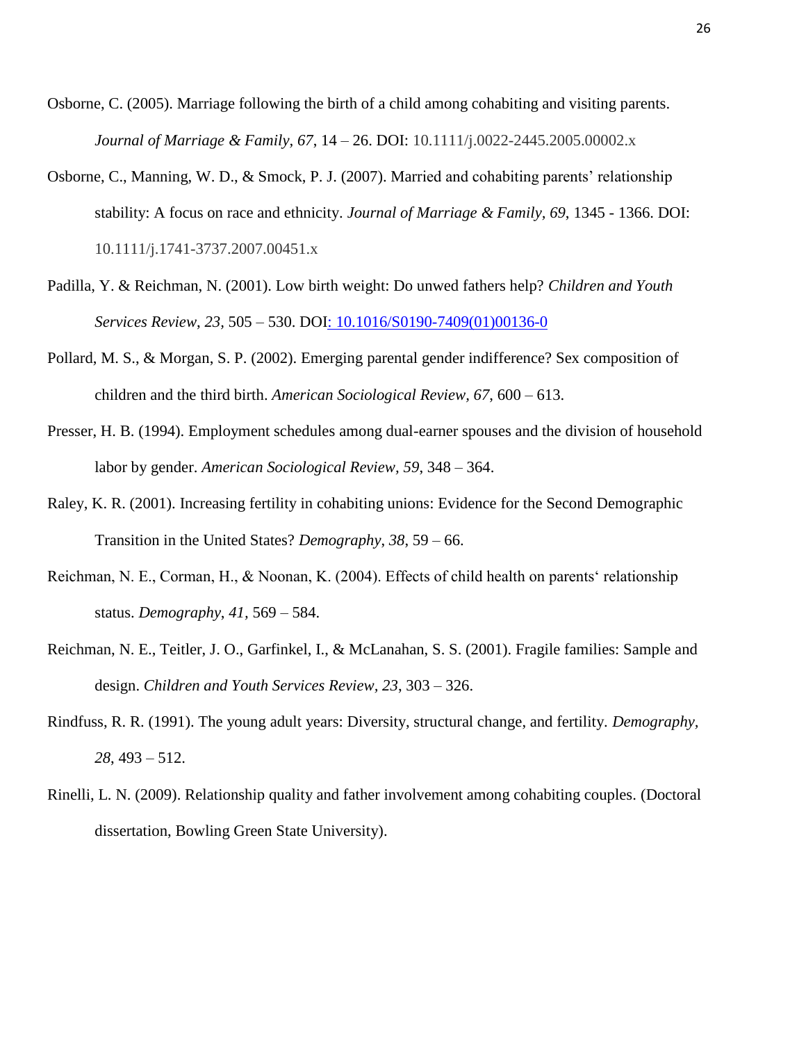Osborne, C. (2005). Marriage following the birth of a child among cohabiting and visiting parents. *Journal of Marriage & Family, 67*, 14 – 26. DOI: 10.1111/j.0022-2445.2005.00002.x

Osborne, C., Manning, W. D., & Smock, P. J. (2007). Married and cohabiting parents' relationship stability: A focus on race and ethnicity. *Journal of Marriage & Family, 69*, 1345 - 1366. DOI: 10.1111/j.1741-3737.2007.00451.x

Padilla, Y. & Reichman, N. (2001). Low birth weight: Do unwed fathers help? *Children and Youth Services Review*, *23,* 505 – 530. DOI: 10.1016/S0190-7409(01)00136-0

Pollard, M. S., & Morgan, S. P. (2002). Emerging parental gender indifference? Sex composition of children and the third birth. *American Sociological Review, 67*, 600 – 613.

Presser, H. B. (1994). Employment schedules among dual-earner spouses and the division of household labor by gender. *American Sociological Review, 59*, 348 – 364.

Raley, K. R. (2001). Increasing fertility in cohabiting unions: Evidence for the Second Demographic Transition in the United States? *Demography*, *38*, 59 – 66.

Reichman, N. E., Corman, H., & Noonan, K. (2004). Effects of child health on parents' relationship status. *Demography*, *41,* 569 – 584.

Reichman, N. E., Teitler, J. O., Garfinkel, I., & McLanahan, S. S. (2001). Fragile families: Sample and design. *Children and Youth Services Review, 23*, 303 – 326.

Rindfuss, R. R. (1991). The young adult years: Diversity, structural change, and fertility. *Demography*, *28*, 493 – 512.

Rinelli, L. N. (2009). Relationship quality and father involvement among cohabiting couples. (Doctoral dissertation, Bowling Green State University).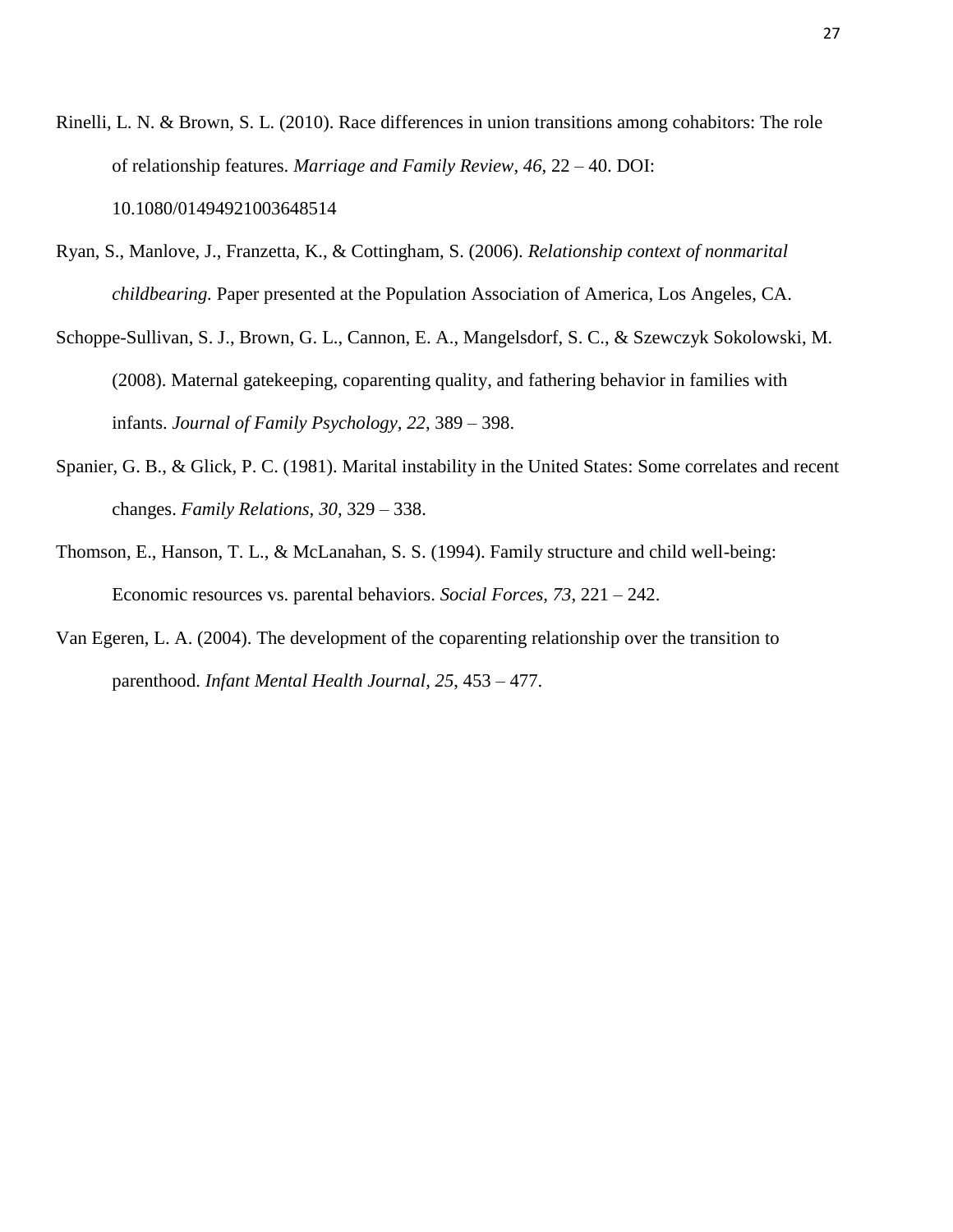Rinelli, L. N. & Brown, S. L. (2010). Race differences in union transitions among cohabitors: The role of relationship features. *Marriage and Family Review*, *46*, 22 – 40. DOI: 10.1080/01494921003648514

Ryan, S., Manlove, J., Franzetta, K., & Cottingham, S. (2006). *Relationship context of nonmarital childbearing.* Paper presented at the Population Association of America, Los Angeles, CA.

Schoppe-Sullivan, S. J., Brown, G. L., Cannon, E. A., Mangelsdorf, S. C., & Szewczyk Sokolowski, M. (2008). Maternal gatekeeping, coparenting quality, and fathering behavior in families with infants. *Journal of Family Psychology, 22*, 389 – 398.

Spanier, G. B., & Glick, P. C. (1981). Marital instability in the United States: Some correlates and recent changes. *Family Relations*, *30*, 329 – 338.

Thomson, E., Hanson, T. L., & McLanahan, S. S. (1994). Family structure and child well-being: Economic resources vs. parental behaviors. *Social Forces, 73*, 221 – 242.

Van Egeren, L. A. (2004). The development of the coparenting relationship over the transition to parenthood. *Infant Mental Health Journal, 25*, 453 – 477.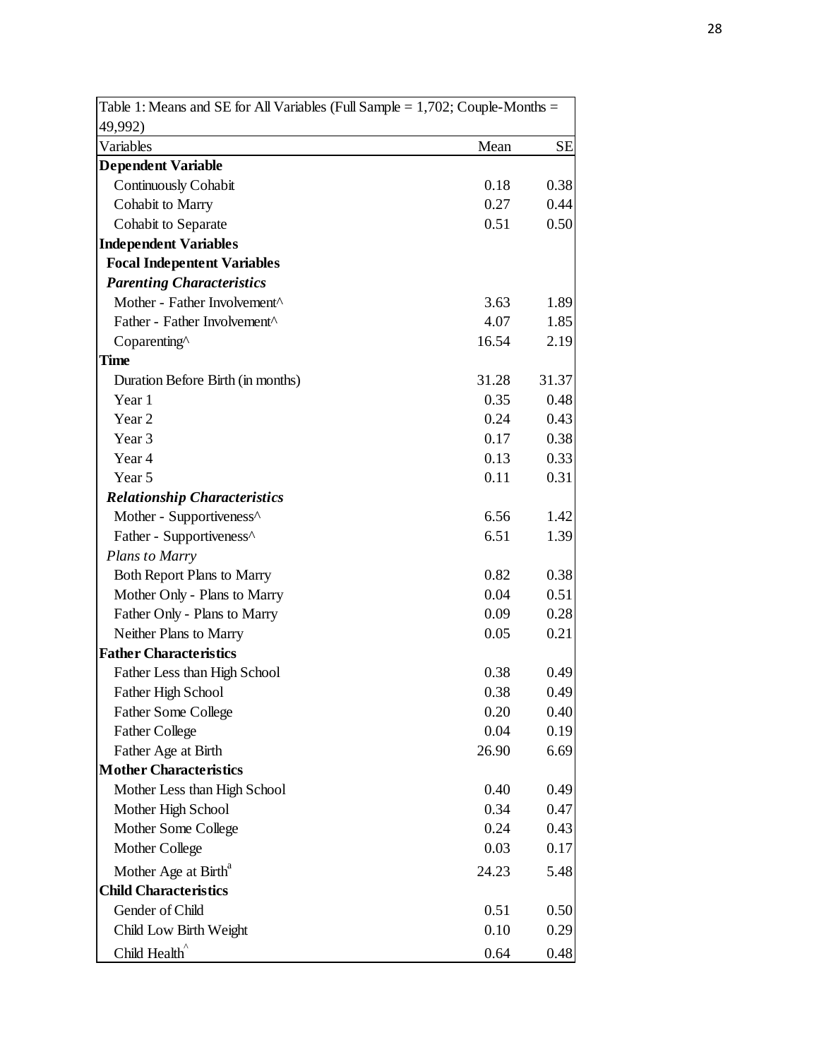| Table 1: Means and SE for All Variables (Full Sample = 1,702; Couple-Months = 49,992) | | |
|---|---|---|
| Variables | Mean | SE |
| **Dependent Variable** | | |
| Continuously Cohabit | 0.18 | 0.38 |
| Cohabit to Marry | 0.27 | 0.44 |
| Cohabit to Separate | 0.51 | 0.50 |
| **Independent Variables** | | |
| **Focal Indepentent Variables** | | |
| ***Parenting Characteristics*** | | |
| Mother - Father Involvement^ | 3.63 | 1.89 |
| Father - Father Involvement^ | 4.07 | 1.85 |
| Coparenting^ | 16.54 | 2.19 |
| **Time** | | |
| Duration Before Birth (in months) | 31.28 | 31.37 |
| Year 1 | 0.35 | 0.48 |
| Year 2 | 0.24 | 0.43 |
| Year 3 | 0.17 | 0.38 |
| Year 4 | 0.13 | 0.33 |
| Year 5 | 0.11 | 0.31 |
| ***Relationship Characteristics*** | | |
| Mother - Supportiveness^ | 6.56 | 1.42 |
| Father - Supportiveness^ | 6.51 | 1.39 |
| *Plans to Marry* | | |
| Both Report Plans to Marry | 0.82 | 0.38 |
| Mother Only - Plans to Marry | 0.04 | 0.51 |
| Father Only - Plans to Marry | 0.09 | 0.28 |
| Neither Plans to Marry | 0.05 | 0.21 |
| **Father Characteristics** | | |
| Father Less than High School | 0.38 | 0.49 |
| Father High School | 0.38 | 0.49 |
| Father Some College | 0.20 | 0.40 |
| Father College | 0.04 | 0.19 |
| Father Age at Birth | 26.90 | 6.69 |
| **Mother Characteristics** | | |
| Mother Less than High School | 0.40 | 0.49 |
| Mother High School | 0.34 | 0.47 |
| Mother Some College | 0.24 | 0.43 |
| Mother College | 0.03 | 0.17 |
| Mother Age at Birth[a] | 24.23 | 5.48 |
| **Child Characteristics** | | |
| Gender of Child | 0.51 | 0.50 |
| Child Low Birth Weight | 0.10 | 0.29 |
| Child Health^ | 0.64 | 0.48 |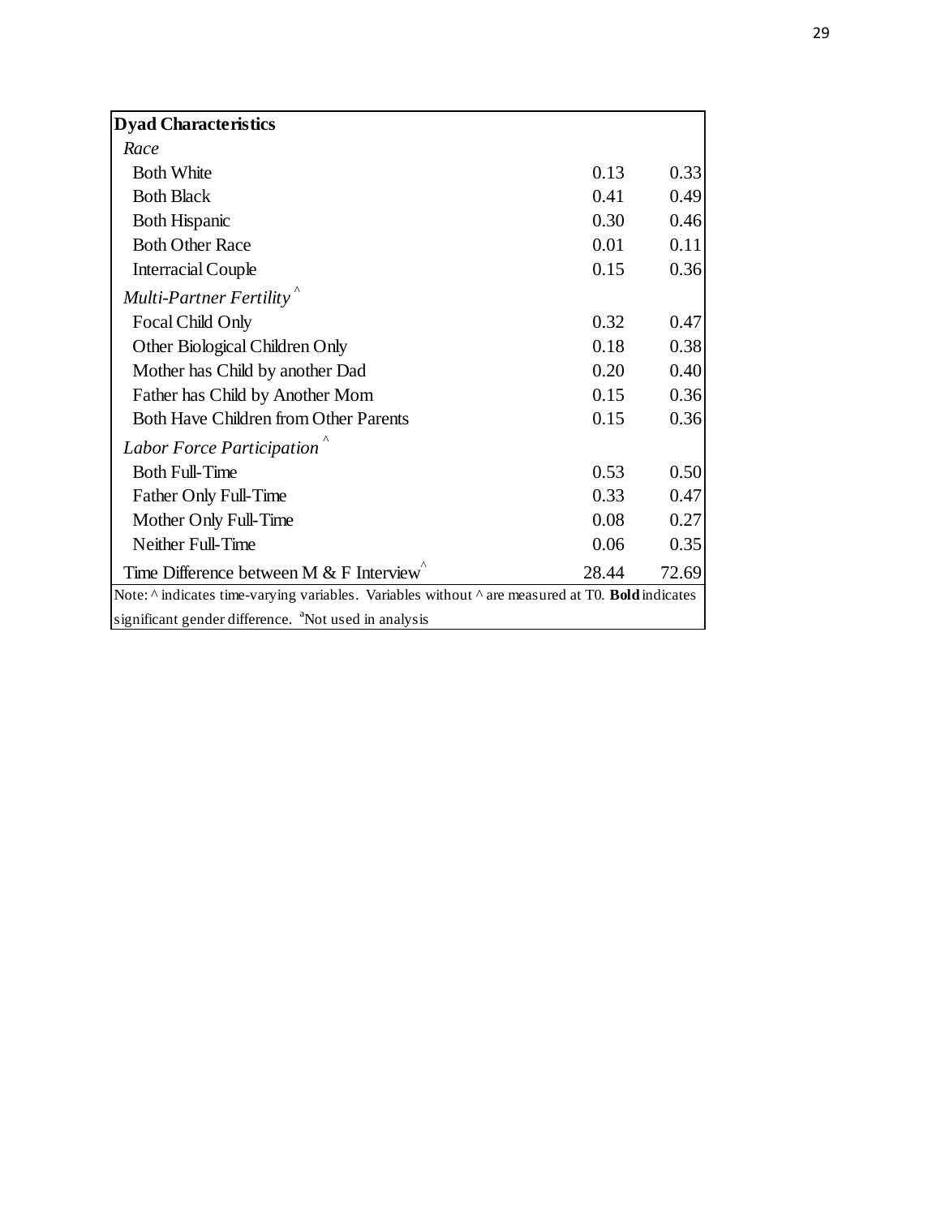| **Dyad Characteristics** | | |
|---|---|---|
| *Race* | | |
| Both White | 0.13 | 0.33 |
| Both Black | 0.41 | 0.49 |
| Both Hispanic | 0.30 | 0.46 |
| Both Other Race | 0.01 | 0.11 |
| Interracial Couple | 0.15 | 0.36 |
| *Multi-Partner Fertility* ^ | | |
| Focal Child Only | 0.32 | 0.47 |
| Other Biological Children Only | 0.18 | 0.38 |
| Mother has Child by another Dad | 0.20 | 0.40 |
| Father has Child by Another Mom | 0.15 | 0.36 |
| Both Have Children from Other Parents | 0.15 | 0.36 |
| *Labor Force Participation* ^ | | |
| Both Full-Time | 0.53 | 0.50 |
| Father Only Full-Time | 0.33 | 0.47 |
| Mother Only Full-Time | 0.08 | 0.27 |
| Neither Full-Time | 0.06 | 0.35 |
| Time Difference between M & F Interview^ | 28.44 | 72.69 |

Note: ^ indicates time-varying variables. Variables without ^ are measured at T0. **Bold** indicates significant gender difference. [a]Not used in analysis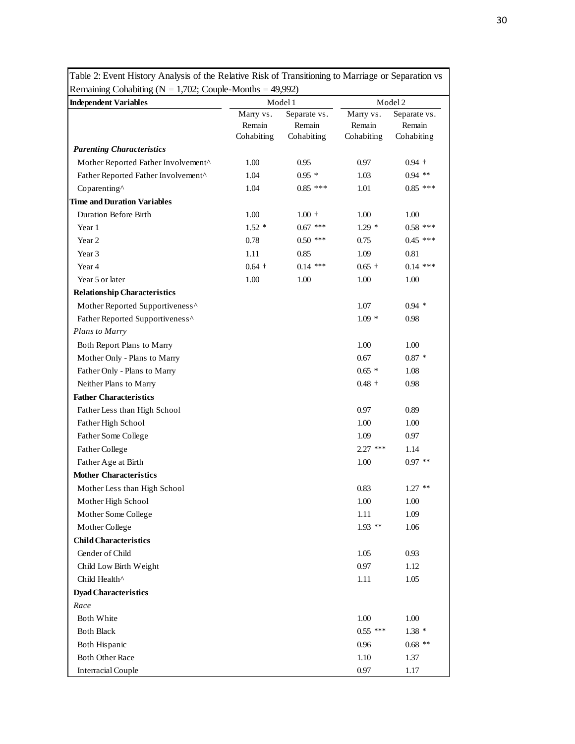Table 2: Event History Analysis of the Relative Risk of Transitioning to Marriage or Separation vs Remaining Cohabiting (N = 1,702; Couple-Months = 49,992)

| Independent Variables | Model 1 | | Model 2 | |
|---|---|---|---|---|
| | Marry vs. Remain Cohabiting | Separate vs. Remain Cohabiting | Marry vs. Remain Cohabiting | Separate vs. Remain Cohabiting |
| ***Parenting Characteristics*** | | | | |
| Mother Reported Father Involvement^ | 1.00 | 0.95 | 0.97 | 0.94 † |
| Father Reported Father Involvement^ | 1.04 | 0.95 * | 1.03 | 0.94 ** |
| Coparenting^ | 1.04 | 0.85 *** | 1.01 | 0.85 *** |
| **Time and Duration Variables** | | | | |
| Duration Before Birth | 1.00 | 1.00 † | 1.00 | 1.00 |
| Year 1 | 1.52 * | 0.67 *** | 1.29 * | 0.58 *** |
| Year 2 | 0.78 | 0.50 *** | 0.75 | 0.45 *** |
| Year 3 | 1.11 | 0.85 | 1.09 | 0.81 |
| Year 4 | 0.64 † | 0.14 *** | 0.65 † | 0.14 *** |
| Year 5 or later | 1.00 | 1.00 | 1.00 | 1.00 |
| **Relationship Characteristics** | | | | |
| Mother Reported Supportiveness^ | | | 1.07 | 0.94 * |
| Father Reported Supportiveness^ | | | 1.09 * | 0.98 |
| *Plans to Marry* | | | | |
| Both Report Plans to Marry | | | 1.00 | 1.00 |
| Mother Only - Plans to Marry | | | 0.67 | 0.87 * |
| Father Only - Plans to Marry | | | 0.65 * | 1.08 |
| Neither Plans to Marry | | | 0.48 † | 0.98 |
| **Father Characteristics** | | | | |
| Father Less than High School | | | 0.97 | 0.89 |
| Father High School | | | 1.00 | 1.00 |
| Father Some College | | | 1.09 | 0.97 |
| Father College | | | 2.27 *** | 1.14 |
| Father Age at Birth | | | 1.00 | 0.97 ** |
| **Mother Characteristics** | | | | |
| Mother Less than High School | | | 0.83 | 1.27 ** |
| Mother High School | | | 1.00 | 1.00 |
| Mother Some College | | | 1.11 | 1.09 |
| Mother College | | | 1.93 ** | 1.06 |
| **Child Characteristics** | | | | |
| Gender of Child | | | 1.05 | 0.93 |
| Child Low Birth Weight | | | 0.97 | 1.12 |
| Child Health^ | | | 1.11 | 1.05 |
| **Dyad Characteristics** | | | | |
| *Race* | | | | |
| Both White | | | 1.00 | 1.00 |
| Both Black | | | 0.55 *** | 1.38 * |
| Both Hispanic | | | 0.96 | 0.68 ** |
| Both Other Race | | | 1.10 | 1.37 |
| Interracial Couple | | | 0.97 | 1.17 |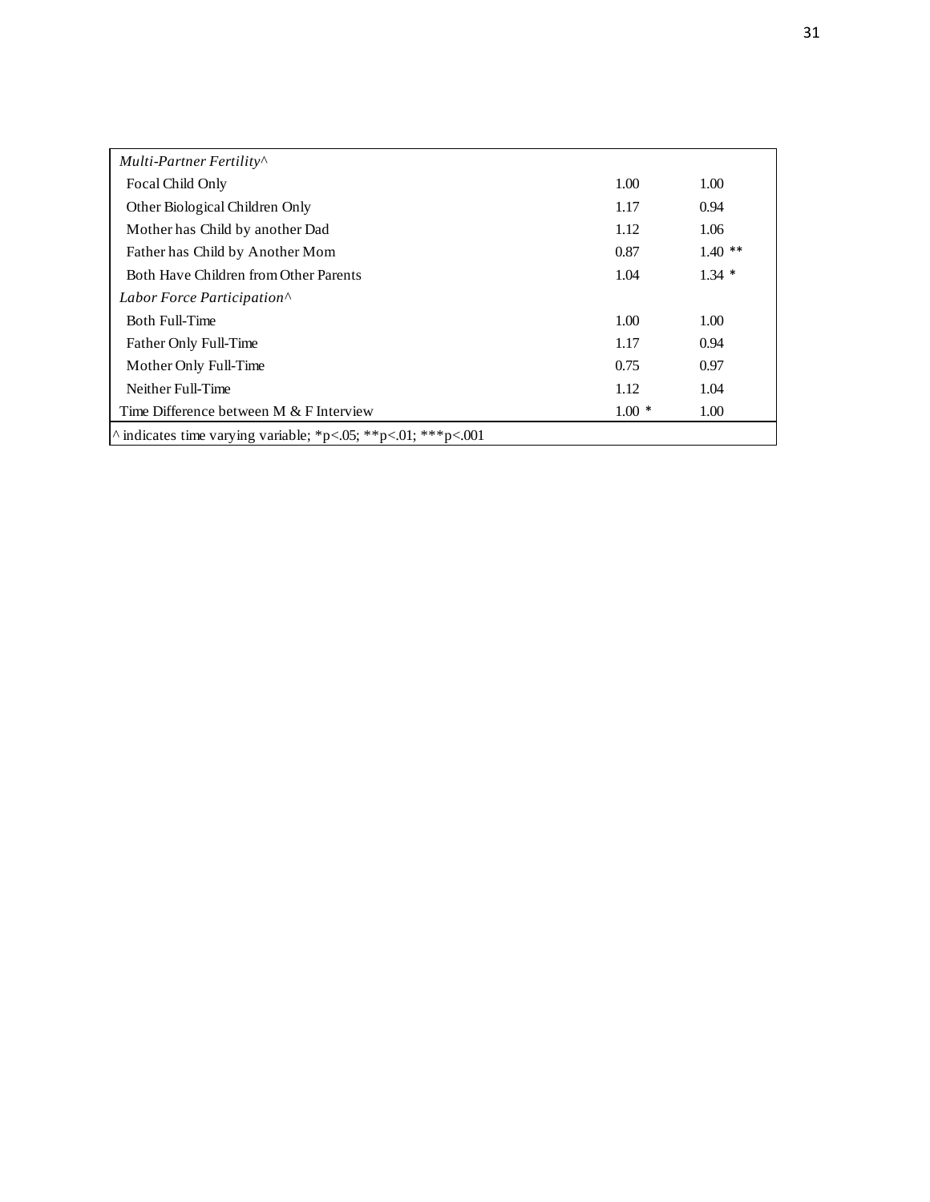| | | |
|---|---|---|
| *Multi-Partner Fertility^* | | |
| Focal Child Only | 1.00 | 1.00 |
| Other Biological Children Only | 1.17 | 0.94 |
| Mother has Child by another Dad | 1.12 | 1.06 |
| Father has Child by Another Mom | 0.87 | 1.40 ** |
| Both Have Children from Other Parents | 1.04 | 1.34 * |
| *Labor Force Participation^* | | |
| Both Full-Time | 1.00 | 1.00 |
| Father Only Full-Time | 1.17 | 0.94 |
| Mother Only Full-Time | 0.75 | 0.97 |
| Neither Full-Time | 1.12 | 1.04 |
| Time Difference between M & F Interview | 1.00 * | 1.00 |

^ indicates time varying variable; *p<.05; **p<.01; ***p<.001